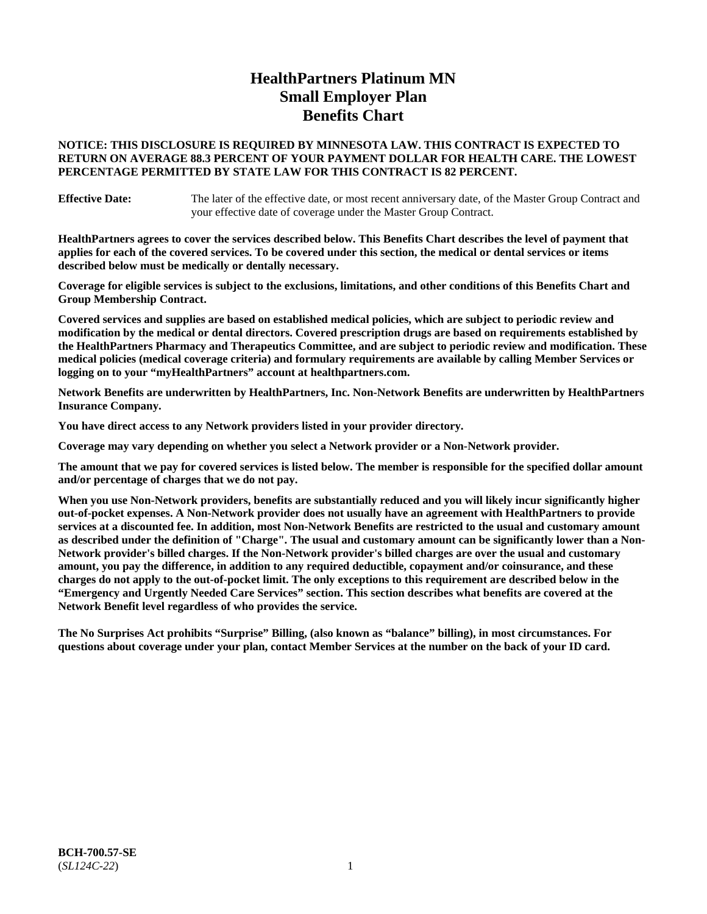# HealthPartners Platinum MN
# Small Employer Plan
# Benefits Chart

**NOTICE: THIS DISCLOSURE IS REQUIRED BY MINNESOTA LAW. THIS CONTRACT IS EXPECTED TO RETURN ON AVERAGE 88.3 PERCENT OF YOUR PAYMENT DOLLAR FOR HEALTH CARE. THE LOWEST PERCENTAGE PERMITTED BY STATE LAW FOR THIS CONTRACT IS 82 PERCENT.**

**Effective Date:** The later of the effective date, or most recent anniversary date, of the Master Group Contract and your effective date of coverage under the Master Group Contract.

**HealthPartners agrees to cover the services described below. This Benefits Chart describes the level of payment that applies for each of the covered services. To be covered under this section, the medical or dental services or items described below must be medically or dentally necessary.**

**Coverage for eligible services is subject to the exclusions, limitations, and other conditions of this Benefits Chart and Group Membership Contract.**

**Covered services and supplies are based on established medical policies, which are subject to periodic review and modification by the medical or dental directors. Covered prescription drugs are based on requirements established by the HealthPartners Pharmacy and Therapeutics Committee, and are subject to periodic review and modification. These medical policies (medical coverage criteria) and formulary requirements are available by calling Member Services or logging on to your "myHealthPartners" account at healthpartners.com.**

**Network Benefits are underwritten by HealthPartners, Inc. Non-Network Benefits are underwritten by HealthPartners Insurance Company.**

**You have direct access to any Network providers listed in your provider directory.**

**Coverage may vary depending on whether you select a Network provider or a Non-Network provider.**

**The amount that we pay for covered services is listed below. The member is responsible for the specified dollar amount and/or percentage of charges that we do not pay.**

**When you use Non-Network providers, benefits are substantially reduced and you will likely incur significantly higher out-of-pocket expenses. A Non-Network provider does not usually have an agreement with HealthPartners to provide services at a discounted fee. In addition, most Non-Network Benefits are restricted to the usual and customary amount as described under the definition of "Charge". The usual and customary amount can be significantly lower than a Non-Network provider's billed charges. If the Non-Network provider's billed charges are over the usual and customary amount, you pay the difference, in addition to any required deductible, copayment and/or coinsurance, and these charges do not apply to the out-of-pocket limit. The only exceptions to this requirement are described below in the "Emergency and Urgently Needed Care Services" section. This section describes what benefits are covered at the Network Benefit level regardless of who provides the service.**

**The No Surprises Act prohibits "Surprise" Billing, (also known as "balance" billing), in most circumstances. For questions about coverage under your plan, contact Member Services at the number on the back of your ID card.**

**BCH-700.57-SE**
(*SL124C-22*)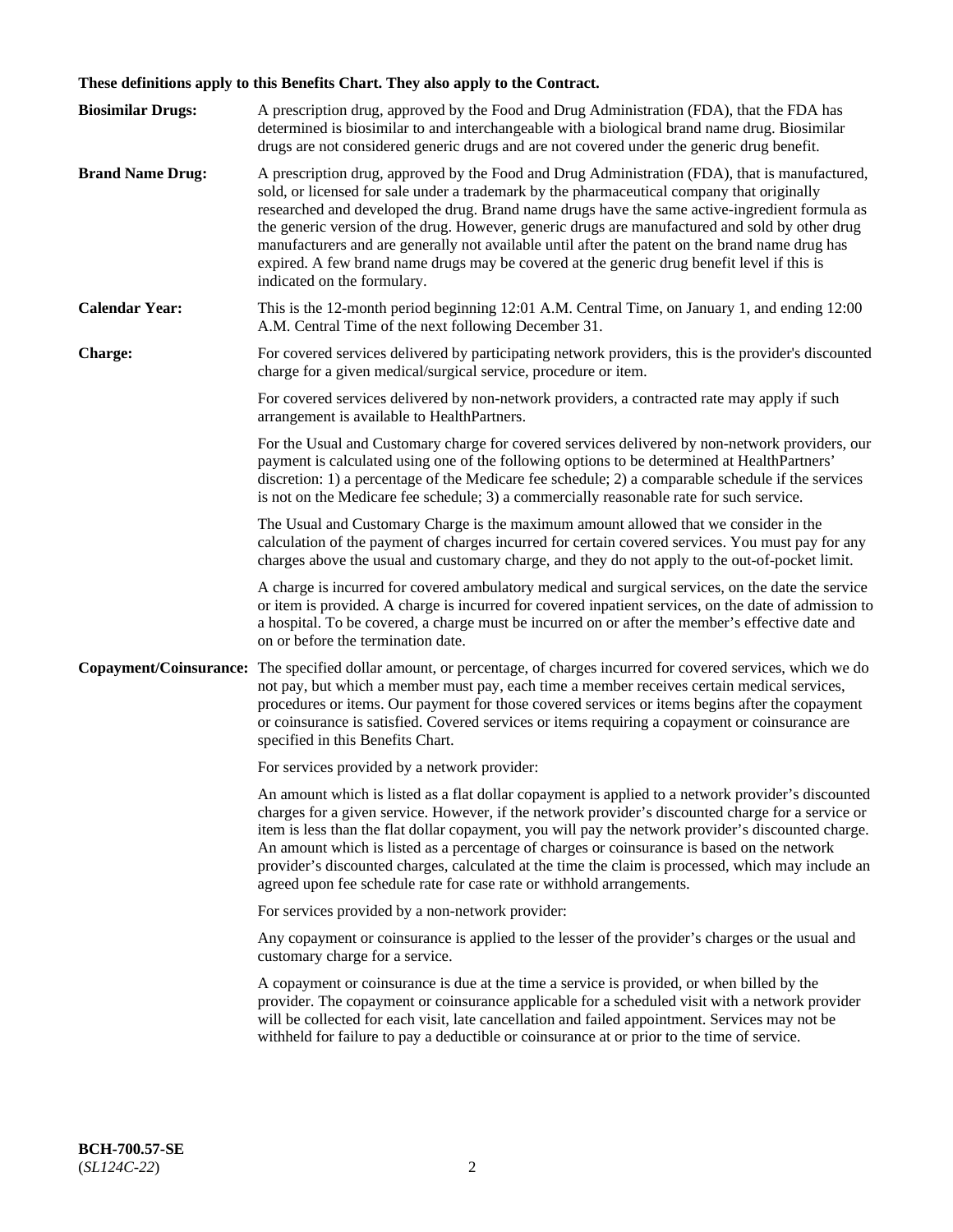**These definitions apply to this Benefits Chart. They also apply to the Contract.**

**Biosimilar Drugs:** A prescription drug, approved by the Food and Drug Administration (FDA), that the FDA has determined is biosimilar to and interchangeable with a biological brand name drug. Biosimilar drugs are not considered generic drugs and are not covered under the generic drug benefit.

**Brand Name Drug:** A prescription drug, approved by the Food and Drug Administration (FDA), that is manufactured, sold, or licensed for sale under a trademark by the pharmaceutical company that originally researched and developed the drug. Brand name drugs have the same active-ingredient formula as the generic version of the drug. However, generic drugs are manufactured and sold by other drug manufacturers and are generally not available until after the patent on the brand name drug has expired. A few brand name drugs may be covered at the generic drug benefit level if this is indicated on the formulary.

**Calendar Year:** This is the 12-month period beginning 12:01 A.M. Central Time, on January 1, and ending 12:00 A.M. Central Time of the next following December 31.

**Charge:** For covered services delivered by participating network providers, this is the provider's discounted charge for a given medical/surgical service, procedure or item.

For covered services delivered by non-network providers, a contracted rate may apply if such arrangement is available to HealthPartners.

For the Usual and Customary charge for covered services delivered by non-network providers, our payment is calculated using one of the following options to be determined at HealthPartners' discretion: 1) a percentage of the Medicare fee schedule; 2) a comparable schedule if the services is not on the Medicare fee schedule; 3) a commercially reasonable rate for such service.

The Usual and Customary Charge is the maximum amount allowed that we consider in the calculation of the payment of charges incurred for certain covered services. You must pay for any charges above the usual and customary charge, and they do not apply to the out-of-pocket limit.

A charge is incurred for covered ambulatory medical and surgical services, on the date the service or item is provided. A charge is incurred for covered inpatient services, on the date of admission to a hospital. To be covered, a charge must be incurred on or after the member's effective date and on or before the termination date.

**Copayment/Coinsurance:** The specified dollar amount, or percentage, of charges incurred for covered services, which we do not pay, but which a member must pay, each time a member receives certain medical services, procedures or items. Our payment for those covered services or items begins after the copayment or coinsurance is satisfied. Covered services or items requiring a copayment or coinsurance are specified in this Benefits Chart.

For services provided by a network provider:

An amount which is listed as a flat dollar copayment is applied to a network provider's discounted charges for a given service. However, if the network provider's discounted charge for a service or item is less than the flat dollar copayment, you will pay the network provider's discounted charge. An amount which is listed as a percentage of charges or coinsurance is based on the network provider's discounted charges, calculated at the time the claim is processed, which may include an agreed upon fee schedule rate for case rate or withhold arrangements.

For services provided by a non-network provider:

Any copayment or coinsurance is applied to the lesser of the provider's charges or the usual and customary charge for a service.

A copayment or coinsurance is due at the time a service is provided, or when billed by the provider. The copayment or coinsurance applicable for a scheduled visit with a network provider will be collected for each visit, late cancellation and failed appointment. Services may not be withheld for failure to pay a deductible or coinsurance at or prior to the time of service.

**BCH-700.57-SE**
(*SL124C-22*)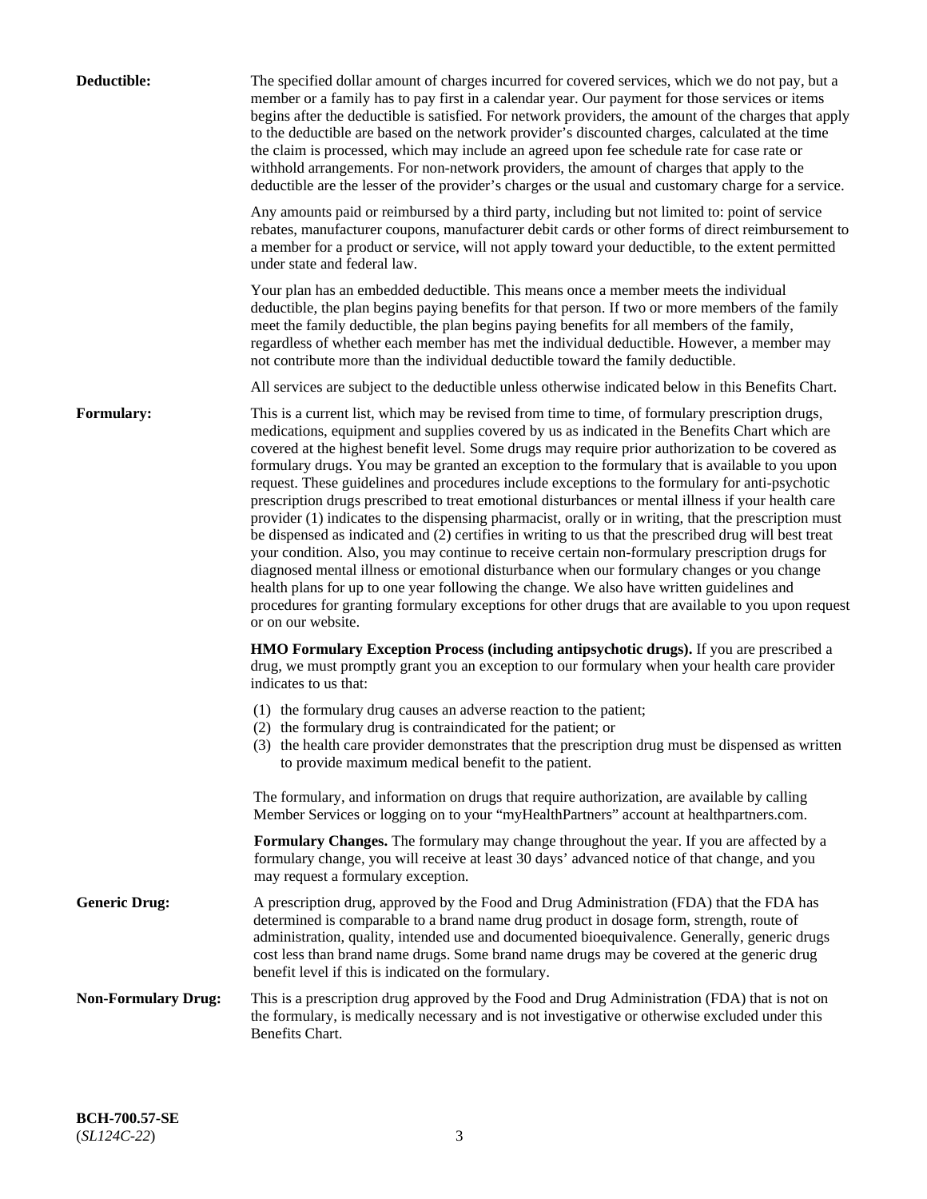**Deductible:** The specified dollar amount of charges incurred for covered services, which we do not pay, but a member or a family has to pay first in a calendar year. Our payment for those services or items begins after the deductible is satisfied. For network providers, the amount of the charges that apply to the deductible are based on the network provider's discounted charges, calculated at the time the claim is processed, which may include an agreed upon fee schedule rate for case rate or withhold arrangements. For non-network providers, the amount of charges that apply to the deductible are the lesser of the provider's charges or the usual and customary charge for a service.

Any amounts paid or reimbursed by a third party, including but not limited to: point of service rebates, manufacturer coupons, manufacturer debit cards or other forms of direct reimbursement to a member for a product or service, will not apply toward your deductible, to the extent permitted under state and federal law.

Your plan has an embedded deductible. This means once a member meets the individual deductible, the plan begins paying benefits for that person. If two or more members of the family meet the family deductible, the plan begins paying benefits for all members of the family, regardless of whether each member has met the individual deductible. However, a member may not contribute more than the individual deductible toward the family deductible.

All services are subject to the deductible unless otherwise indicated below in this Benefits Chart.

**Formulary:** This is a current list, which may be revised from time to time, of formulary prescription drugs, medications, equipment and supplies covered by us as indicated in the Benefits Chart which are covered at the highest benefit level. Some drugs may require prior authorization to be covered as formulary drugs. You may be granted an exception to the formulary that is available to you upon request. These guidelines and procedures include exceptions to the formulary for anti-psychotic prescription drugs prescribed to treat emotional disturbances or mental illness if your health care provider (1) indicates to the dispensing pharmacist, orally or in writing, that the prescription must be dispensed as indicated and (2) certifies in writing to us that the prescribed drug will best treat your condition. Also, you may continue to receive certain non-formulary prescription drugs for diagnosed mental illness or emotional disturbance when our formulary changes or you change health plans for up to one year following the change. We also have written guidelines and procedures for granting formulary exceptions for other drugs that are available to you upon request or on our website.

**HMO Formulary Exception Process (including antipsychotic drugs).** If you are prescribed a drug, we must promptly grant you an exception to our formulary when your health care provider indicates to us that:

(1) the formulary drug causes an adverse reaction to the patient;
(2) the formulary drug is contraindicated for the patient; or
(3) the health care provider demonstrates that the prescription drug must be dispensed as written to provide maximum medical benefit to the patient.

The formulary, and information on drugs that require authorization, are available by calling Member Services or logging on to your "myHealthPartners" account at healthpartners.com.

**Formulary Changes.** The formulary may change throughout the year. If you are affected by a formulary change, you will receive at least 30 days' advanced notice of that change, and you may request a formulary exception.

**Generic Drug:** A prescription drug, approved by the Food and Drug Administration (FDA) that the FDA has determined is comparable to a brand name drug product in dosage form, strength, route of administration, quality, intended use and documented bioequivalence. Generally, generic drugs cost less than brand name drugs. Some brand name drugs may be covered at the generic drug benefit level if this is indicated on the formulary.

**Non-Formulary Drug:** This is a prescription drug approved by the Food and Drug Administration (FDA) that is not on the formulary, is medically necessary and is not investigative or otherwise excluded under this Benefits Chart.

**BCH-700.57-SE**
(*SL124C-22*)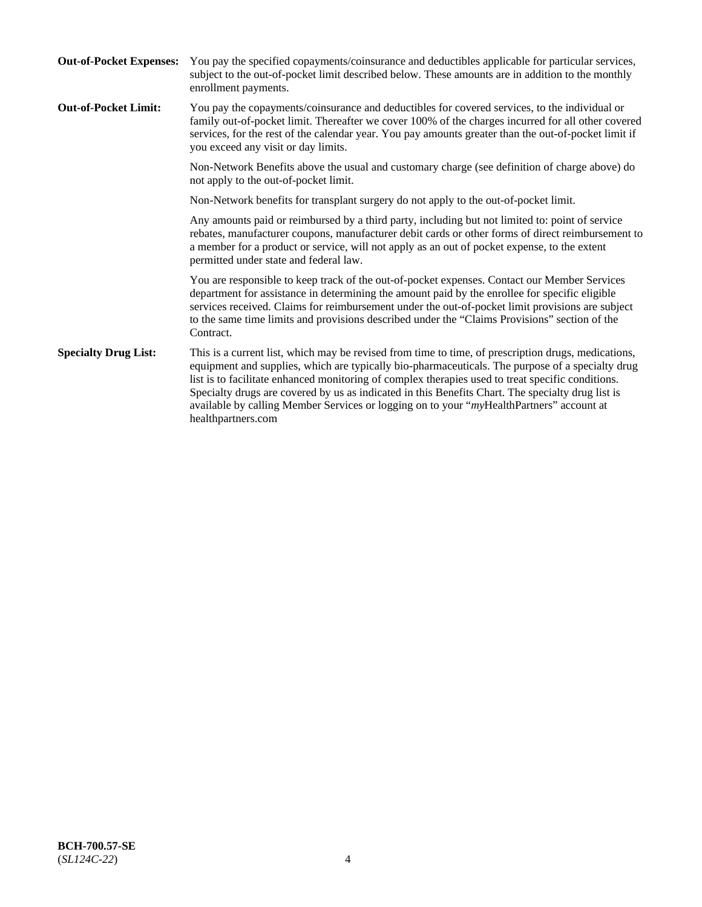**Out-of-Pocket Expenses:** You pay the specified copayments/coinsurance and deductibles applicable for particular services, subject to the out-of-pocket limit described below. These amounts are in addition to the monthly enrollment payments.

**Out-of-Pocket Limit:** You pay the copayments/coinsurance and deductibles for covered services, to the individual or family out-of-pocket limit. Thereafter we cover 100% of the charges incurred for all other covered services, for the rest of the calendar year. You pay amounts greater than the out-of-pocket limit if you exceed any visit or day limits.

Non-Network Benefits above the usual and customary charge (see definition of charge above) do not apply to the out-of-pocket limit.

Non-Network benefits for transplant surgery do not apply to the out-of-pocket limit.

Any amounts paid or reimbursed by a third party, including but not limited to: point of service rebates, manufacturer coupons, manufacturer debit cards or other forms of direct reimbursement to a member for a product or service, will not apply as an out of pocket expense, to the extent permitted under state and federal law.

You are responsible to keep track of the out-of-pocket expenses. Contact our Member Services department for assistance in determining the amount paid by the enrollee for specific eligible services received. Claims for reimbursement under the out-of-pocket limit provisions are subject to the same time limits and provisions described under the "Claims Provisions" section of the Contract.

**Specialty Drug List:** This is a current list, which may be revised from time to time, of prescription drugs, medications, equipment and supplies, which are typically bio-pharmaceuticals. The purpose of a specialty drug list is to facilitate enhanced monitoring of complex therapies used to treat specific conditions. Specialty drugs are covered by us as indicated in this Benefits Chart. The specialty drug list is available by calling Member Services or logging on to your "*my*HealthPartners" account at healthpartners.com

**BCH-700.57-SE**
(*SL124C-22*)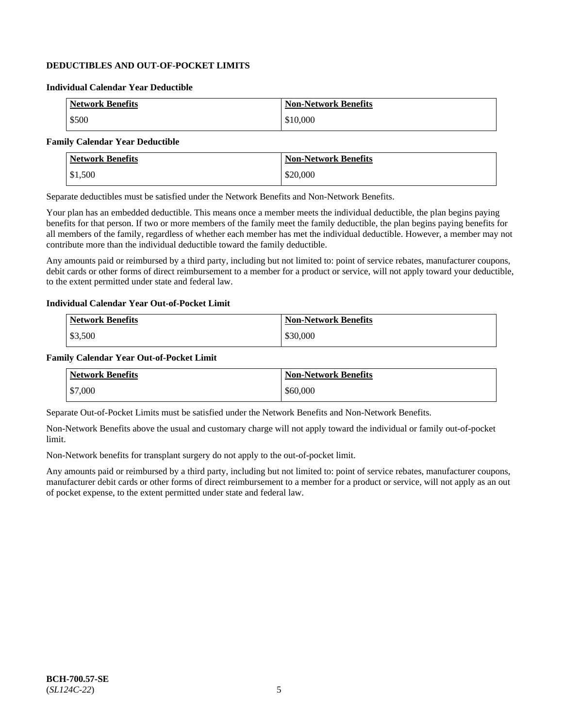## DEDUCTIBLES AND OUT-OF-POCKET LIMITS

### Individual Calendar Year Deductible

| Network Benefits | Non-Network Benefits |
| --- | --- |
| $500 | $10,000 |

### Family Calendar Year Deductible

| Network Benefits | Non-Network Benefits |
| --- | --- |
| $1,500 | $20,000 |

Separate deductibles must be satisfied under the Network Benefits and Non-Network Benefits.

Your plan has an embedded deductible. This means once a member meets the individual deductible, the plan begins paying benefits for that person. If two or more members of the family meet the family deductible, the plan begins paying benefits for all members of the family, regardless of whether each member has met the individual deductible. However, a member may not contribute more than the individual deductible toward the family deductible.

Any amounts paid or reimbursed by a third party, including but not limited to: point of service rebates, manufacturer coupons, debit cards or other forms of direct reimbursement to a member for a product or service, will not apply toward your deductible, to the extent permitted under state and federal law.

### Individual Calendar Year Out-of-Pocket Limit

| Network Benefits | Non-Network Benefits |
| --- | --- |
| $3,500 | $30,000 |

### Family Calendar Year Out-of-Pocket Limit

| Network Benefits | Non-Network Benefits |
| --- | --- |
| $7,000 | $60,000 |

Separate Out-of-Pocket Limits must be satisfied under the Network Benefits and Non-Network Benefits.

Non-Network Benefits above the usual and customary charge will not apply toward the individual or family out-of-pocket limit.

Non-Network benefits for transplant surgery do not apply to the out-of-pocket limit.

Any amounts paid or reimbursed by a third party, including but not limited to: point of service rebates, manufacturer coupons, manufacturer debit cards or other forms of direct reimbursement to a member for a product or service, will not apply as an out of pocket expense, to the extent permitted under state and federal law.

**BCH-700.57-SE**
(*SL124C-22*)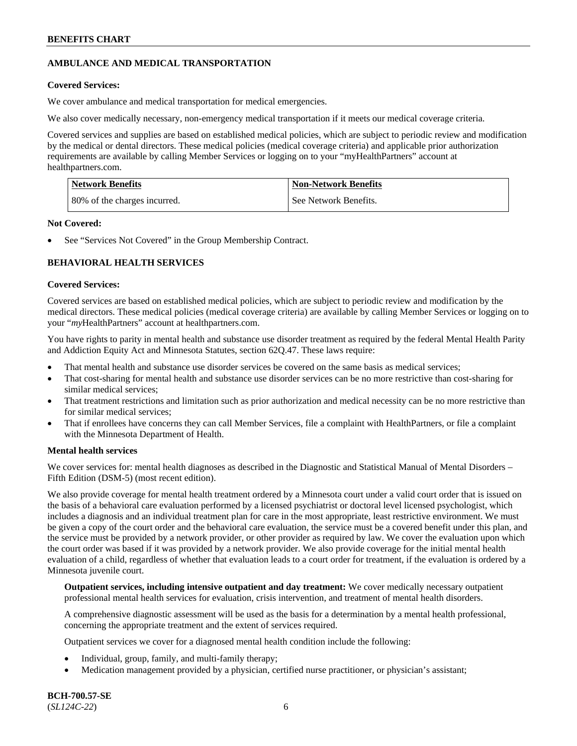## AMBULANCE AND MEDICAL TRANSPORTATION

**Covered Services:**

We cover ambulance and medical transportation for medical emergencies.

We also cover medically necessary, non-emergency medical transportation if it meets our medical coverage criteria.

Covered services and supplies are based on established medical policies, which are subject to periodic review and modification by the medical or dental directors. These medical policies (medical coverage criteria) and applicable prior authorization requirements are available by calling Member Services or logging on to your "myHealthPartners" account at healthpartners.com.

| Network Benefits | Non-Network Benefits |
|---|---|
| 80% of the charges incurred. | See Network Benefits. |

**Not Covered:**

- See "Services Not Covered" in the Group Membership Contract.

## BEHAVIORAL HEALTH SERVICES

**Covered Services:**

Covered services are based on established medical policies, which are subject to periodic review and modification by the medical directors. These medical policies (medical coverage criteria) are available by calling Member Services or logging on to your "*my*HealthPartners" account at healthpartners.com.

You have rights to parity in mental health and substance use disorder treatment as required by the federal Mental Health Parity and Addiction Equity Act and Minnesota Statutes, section 62Q.47. These laws require:

- That mental health and substance use disorder services be covered on the same basis as medical services;
- That cost-sharing for mental health and substance use disorder services can be no more restrictive than cost-sharing for similar medical services;
- That treatment restrictions and limitation such as prior authorization and medical necessity can be no more restrictive than for similar medical services;
- That if enrollees have concerns they can call Member Services, file a complaint with HealthPartners, or file a complaint with the Minnesota Department of Health.

**Mental health services**

We cover services for: mental health diagnoses as described in the Diagnostic and Statistical Manual of Mental Disorders – Fifth Edition (DSM-5) (most recent edition).

We also provide coverage for mental health treatment ordered by a Minnesota court under a valid court order that is issued on the basis of a behavioral care evaluation performed by a licensed psychiatrist or doctoral level licensed psychologist, which includes a diagnosis and an individual treatment plan for care in the most appropriate, least restrictive environment. We must be given a copy of the court order and the behavioral care evaluation, the service must be a covered benefit under this plan, and the service must be provided by a network provider, or other provider as required by law. We cover the evaluation upon which the court order was based if it was provided by a network provider. We also provide coverage for the initial mental health evaluation of a child, regardless of whether that evaluation leads to a court order for treatment, if the evaluation is ordered by a Minnesota juvenile court.

**Outpatient services, including intensive outpatient and day treatment:** We cover medically necessary outpatient professional mental health services for evaluation, crisis intervention, and treatment of mental health disorders.

A comprehensive diagnostic assessment will be used as the basis for a determination by a mental health professional, concerning the appropriate treatment and the extent of services required.

Outpatient services we cover for a diagnosed mental health condition include the following:

- Individual, group, family, and multi-family therapy;
- Medication management provided by a physician, certified nurse practitioner, or physician's assistant;

**BCH-700.57-SE**
(*SL124C-22*)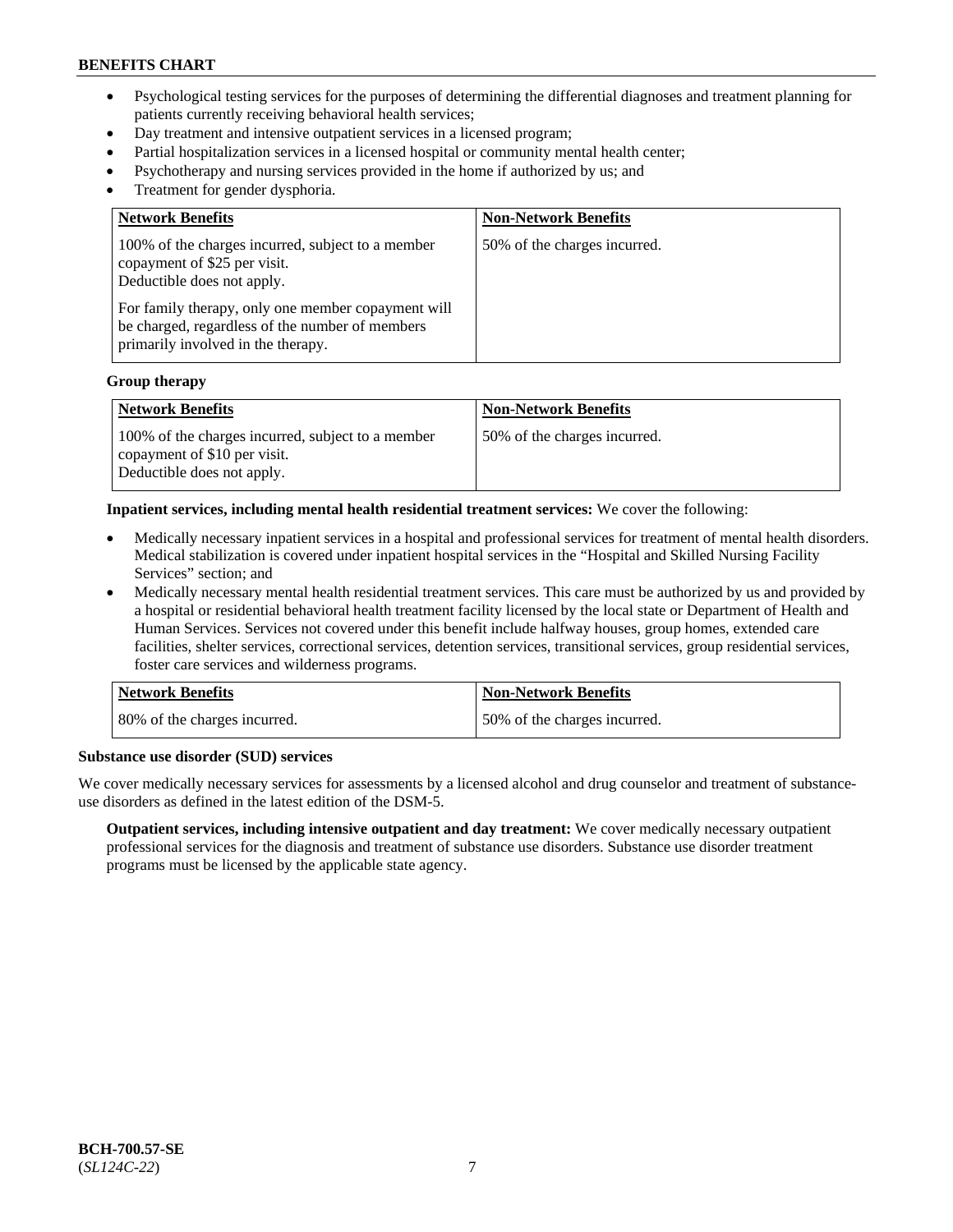- Psychological testing services for the purposes of determining the differential diagnoses and treatment planning for patients currently receiving behavioral health services;
- Day treatment and intensive outpatient services in a licensed program;
- Partial hospitalization services in a licensed hospital or community mental health center;
- Psychotherapy and nursing services provided in the home if authorized by us; and
- Treatment for gender dysphoria.

| Network Benefits | Non-Network Benefits |
|---|---|
| 100% of the charges incurred, subject to a member copayment of $25 per visit. Deductible does not apply.<br><br>For family therapy, only one member copayment will be charged, regardless of the number of members primarily involved in the therapy. | 50% of the charges incurred. |

**Group therapy**

| Network Benefits | Non-Network Benefits |
|---|---|
| 100% of the charges incurred, subject to a member copayment of $10 per visit. Deductible does not apply. | 50% of the charges incurred. |

**Inpatient services, including mental health residential treatment services:** We cover the following:

- Medically necessary inpatient services in a hospital and professional services for treatment of mental health disorders. Medical stabilization is covered under inpatient hospital services in the "Hospital and Skilled Nursing Facility Services" section; and
- Medically necessary mental health residential treatment services. This care must be authorized by us and provided by a hospital or residential behavioral health treatment facility licensed by the local state or Department of Health and Human Services. Services not covered under this benefit include halfway houses, group homes, extended care facilities, shelter services, correctional services, detention services, transitional services, group residential services, foster care services and wilderness programs.

| Network Benefits | Non-Network Benefits |
|---|---|
| 80% of the charges incurred. | 50% of the charges incurred. |

**Substance use disorder (SUD) services**

We cover medically necessary services for assessments by a licensed alcohol and drug counselor and treatment of substance-use disorders as defined in the latest edition of the DSM-5.

**Outpatient services, including intensive outpatient and day treatment:** We cover medically necessary outpatient professional services for the diagnosis and treatment of substance use disorders. Substance use disorder treatment programs must be licensed by the applicable state agency.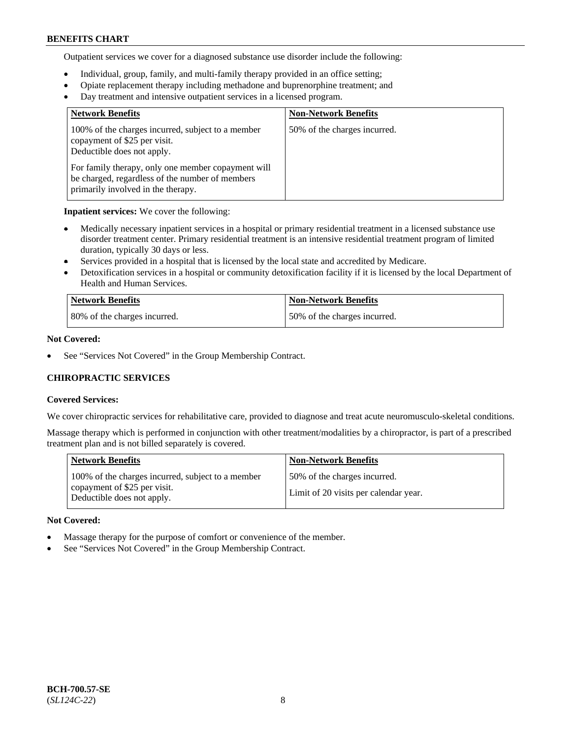Outpatient services we cover for a diagnosed substance use disorder include the following:

- Individual, group, family, and multi-family therapy provided in an office setting;
- Opiate replacement therapy including methadone and buprenorphine treatment; and
- Day treatment and intensive outpatient services in a licensed program.

| Network Benefits | Non-Network Benefits |
|---|---|
| 100% of the charges incurred, subject to a member copayment of $25 per visit. Deductible does not apply.<br><br>For family therapy, only one member copayment will be charged, regardless of the number of members primarily involved in the therapy. | 50% of the charges incurred. |

**Inpatient services:** We cover the following:

- Medically necessary inpatient services in a hospital or primary residential treatment in a licensed substance use disorder treatment center. Primary residential treatment is an intensive residential treatment program of limited duration, typically 30 days or less.
- Services provided in a hospital that is licensed by the local state and accredited by Medicare.
- Detoxification services in a hospital or community detoxification facility if it is licensed by the local Department of Health and Human Services.

| Network Benefits | Non-Network Benefits |
|---|---|
| 80% of the charges incurred. | 50% of the charges incurred. |

**Not Covered:**

- See "Services Not Covered" in the Group Membership Contract.

### CHIROPRACTIC SERVICES

**Covered Services:**

We cover chiropractic services for rehabilitative care, provided to diagnose and treat acute neuromusculo-skeletal conditions.

Massage therapy which is performed in conjunction with other treatment/modalities by a chiropractor, is part of a prescribed treatment plan and is not billed separately is covered.

| Network Benefits | Non-Network Benefits |
|---|---|
| 100% of the charges incurred, subject to a member copayment of $25 per visit. Deductible does not apply. | 50% of the charges incurred.<br><br>Limit of 20 visits per calendar year. |

**Not Covered:**

- Massage therapy for the purpose of comfort or convenience of the member.
- See "Services Not Covered" in the Group Membership Contract.

**BCH-700.57-SE**
(*SL124C-22*)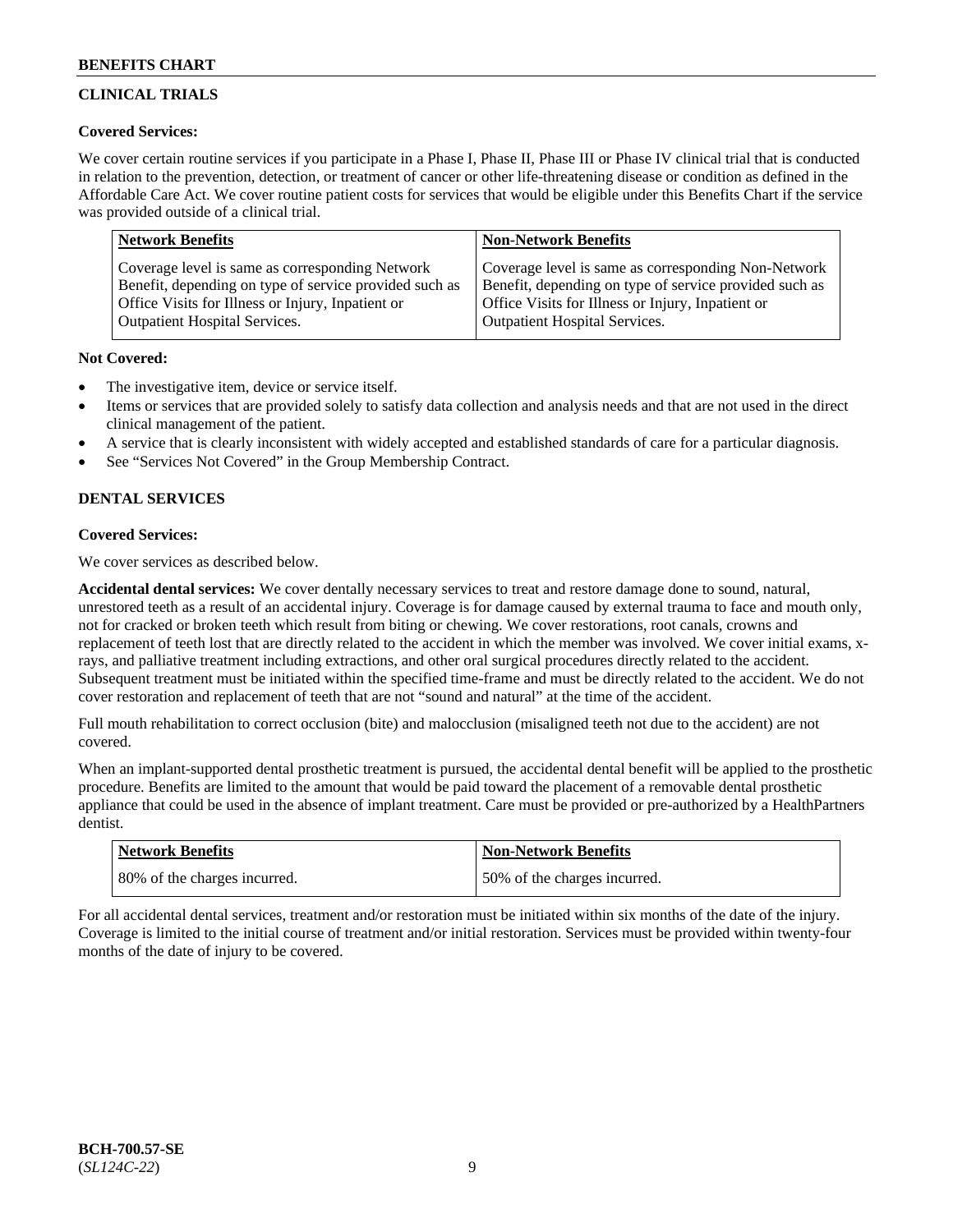## CLINICAL TRIALS

**Covered Services:**

We cover certain routine services if you participate in a Phase I, Phase II, Phase III or Phase IV clinical trial that is conducted in relation to the prevention, detection, or treatment of cancer or other life-threatening disease or condition as defined in the Affordable Care Act. We cover routine patient costs for services that would be eligible under this Benefits Chart if the service was provided outside of a clinical trial.

| Network Benefits | Non-Network Benefits |
|---|---|
| Coverage level is same as corresponding Network Benefit, depending on type of service provided such as Office Visits for Illness or Injury, Inpatient or Outpatient Hospital Services. | Coverage level is same as corresponding Non-Network Benefit, depending on type of service provided such as Office Visits for Illness or Injury, Inpatient or Outpatient Hospital Services. |

**Not Covered:**

- The investigative item, device or service itself.
- Items or services that are provided solely to satisfy data collection and analysis needs and that are not used in the direct clinical management of the patient.
- A service that is clearly inconsistent with widely accepted and established standards of care for a particular diagnosis.
- See "Services Not Covered" in the Group Membership Contract.

## DENTAL SERVICES

**Covered Services:**

We cover services as described below.

**Accidental dental services:** We cover dentally necessary services to treat and restore damage done to sound, natural, unrestored teeth as a result of an accidental injury. Coverage is for damage caused by external trauma to face and mouth only, not for cracked or broken teeth which result from biting or chewing. We cover restorations, root canals, crowns and replacement of teeth lost that are directly related to the accident in which the member was involved. We cover initial exams, x-rays, and palliative treatment including extractions, and other oral surgical procedures directly related to the accident. Subsequent treatment must be initiated within the specified time-frame and must be directly related to the accident. We do not cover restoration and replacement of teeth that are not "sound and natural" at the time of the accident.

Full mouth rehabilitation to correct occlusion (bite) and malocclusion (misaligned teeth not due to the accident) are not covered.

When an implant-supported dental prosthetic treatment is pursued, the accidental dental benefit will be applied to the prosthetic procedure. Benefits are limited to the amount that would be paid toward the placement of a removable dental prosthetic appliance that could be used in the absence of implant treatment. Care must be provided or pre-authorized by a HealthPartners dentist.

| Network Benefits | Non-Network Benefits |
|---|---|
| 80% of the charges incurred. | 50% of the charges incurred. |

For all accidental dental services, treatment and/or restoration must be initiated within six months of the date of the injury. Coverage is limited to the initial course of treatment and/or initial restoration. Services must be provided within twenty-four months of the date of injury to be covered.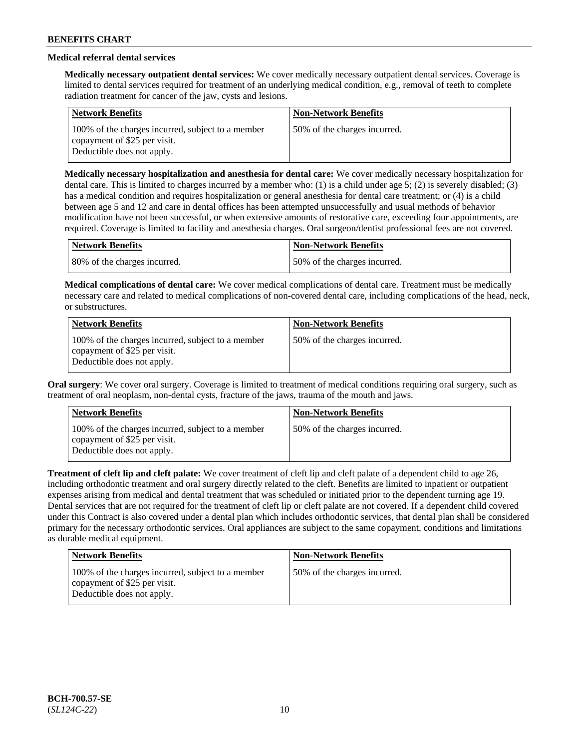### Medical referral dental services

**Medically necessary outpatient dental services:** We cover medically necessary outpatient dental services. Coverage is limited to dental services required for treatment of an underlying medical condition, e.g., removal of teeth to complete radiation treatment for cancer of the jaw, cysts and lesions.

| Network Benefits | Non-Network Benefits |
|---|---|
| 100% of the charges incurred, subject to a member copayment of $25 per visit. Deductible does not apply. | 50% of the charges incurred. |

**Medically necessary hospitalization and anesthesia for dental care:** We cover medically necessary hospitalization for dental care. This is limited to charges incurred by a member who: (1) is a child under age 5; (2) is severely disabled; (3) has a medical condition and requires hospitalization or general anesthesia for dental care treatment; or (4) is a child between age 5 and 12 and care in dental offices has been attempted unsuccessfully and usual methods of behavior modification have not been successful, or when extensive amounts of restorative care, exceeding four appointments, are required. Coverage is limited to facility and anesthesia charges. Oral surgeon/dentist professional fees are not covered.

| Network Benefits | Non-Network Benefits |
|---|---|
| 80% of the charges incurred. | 50% of the charges incurred. |

**Medical complications of dental care:** We cover medical complications of dental care. Treatment must be medically necessary care and related to medical complications of non-covered dental care, including complications of the head, neck, or substructures.

| Network Benefits | Non-Network Benefits |
|---|---|
| 100% of the charges incurred, subject to a member copayment of $25 per visit. Deductible does not apply. | 50% of the charges incurred. |

**Oral surgery**: We cover oral surgery. Coverage is limited to treatment of medical conditions requiring oral surgery, such as treatment of oral neoplasm, non-dental cysts, fracture of the jaws, trauma of the mouth and jaws.

| Network Benefits | Non-Network Benefits |
|---|---|
| 100% of the charges incurred, subject to a member copayment of $25 per visit. Deductible does not apply. | 50% of the charges incurred. |

**Treatment of cleft lip and cleft palate:** We cover treatment of cleft lip and cleft palate of a dependent child to age 26, including orthodontic treatment and oral surgery directly related to the cleft. Benefits are limited to inpatient or outpatient expenses arising from medical and dental treatment that was scheduled or initiated prior to the dependent turning age 19. Dental services that are not required for the treatment of cleft lip or cleft palate are not covered. If a dependent child covered under this Contract is also covered under a dental plan which includes orthodontic services, that dental plan shall be considered primary for the necessary orthodontic services. Oral appliances are subject to the same copayment, conditions and limitations as durable medical equipment.

| Network Benefits | Non-Network Benefits |
|---|---|
| 100% of the charges incurred, subject to a member copayment of $25 per visit. Deductible does not apply. | 50% of the charges incurred. |

**BCH-700.57-SE**
(*SL124C-22*)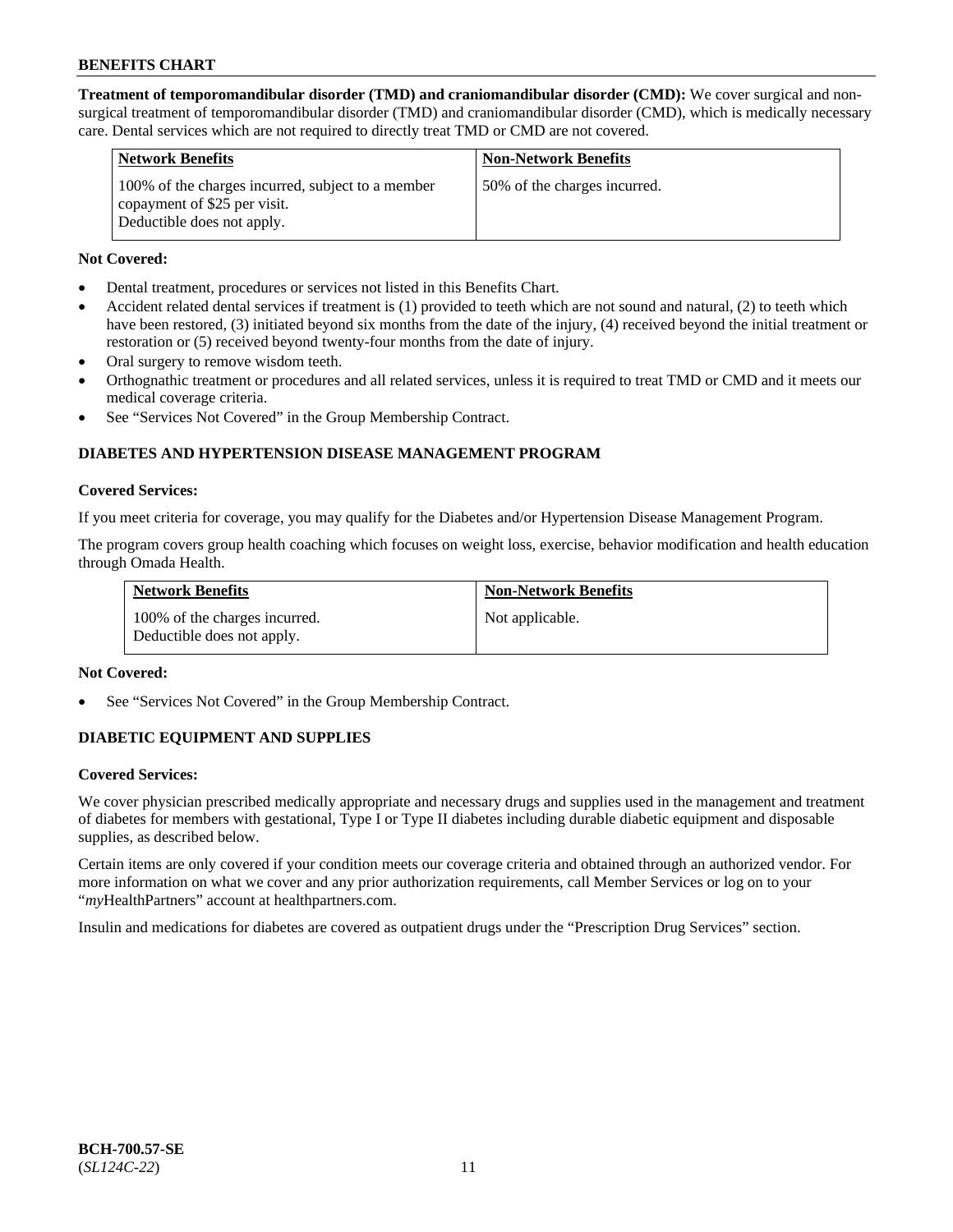**Treatment of temporomandibular disorder (TMD) and craniomandibular disorder (CMD):** We cover surgical and non-surgical treatment of temporomandibular disorder (TMD) and craniomandibular disorder (CMD), which is medically necessary care. Dental services which are not required to directly treat TMD or CMD are not covered.

| Network Benefits | Non-Network Benefits |
| --- | --- |
| 100% of the charges incurred, subject to a member copayment of $25 per visit. Deductible does not apply. | 50% of the charges incurred. |

**Not Covered:**

- Dental treatment, procedures or services not listed in this Benefits Chart.
- Accident related dental services if treatment is (1) provided to teeth which are not sound and natural, (2) to teeth which have been restored, (3) initiated beyond six months from the date of the injury, (4) received beyond the initial treatment or restoration or (5) received beyond twenty-four months from the date of injury.
- Oral surgery to remove wisdom teeth.
- Orthognathic treatment or procedures and all related services, unless it is required to treat TMD or CMD and it meets our medical coverage criteria.
- See "Services Not Covered" in the Group Membership Contract.

## DIABETES AND HYPERTENSION DISEASE MANAGEMENT PROGRAM

**Covered Services:**

If you meet criteria for coverage, you may qualify for the Diabetes and/or Hypertension Disease Management Program.

The program covers group health coaching which focuses on weight loss, exercise, behavior modification and health education through Omada Health.

| Network Benefits | Non-Network Benefits |
| --- | --- |
| 100% of the charges incurred. Deductible does not apply. | Not applicable. |

**Not Covered:**

- See "Services Not Covered" in the Group Membership Contract.

## DIABETIC EQUIPMENT AND SUPPLIES

**Covered Services:**

We cover physician prescribed medically appropriate and necessary drugs and supplies used in the management and treatment of diabetes for members with gestational, Type I or Type II diabetes including durable diabetic equipment and disposable supplies, as described below.

Certain items are only covered if your condition meets our coverage criteria and obtained through an authorized vendor. For more information on what we cover and any prior authorization requirements, call Member Services or log on to your "*my*HealthPartners" account at healthpartners.com.

Insulin and medications for diabetes are covered as outpatient drugs under the "Prescription Drug Services" section.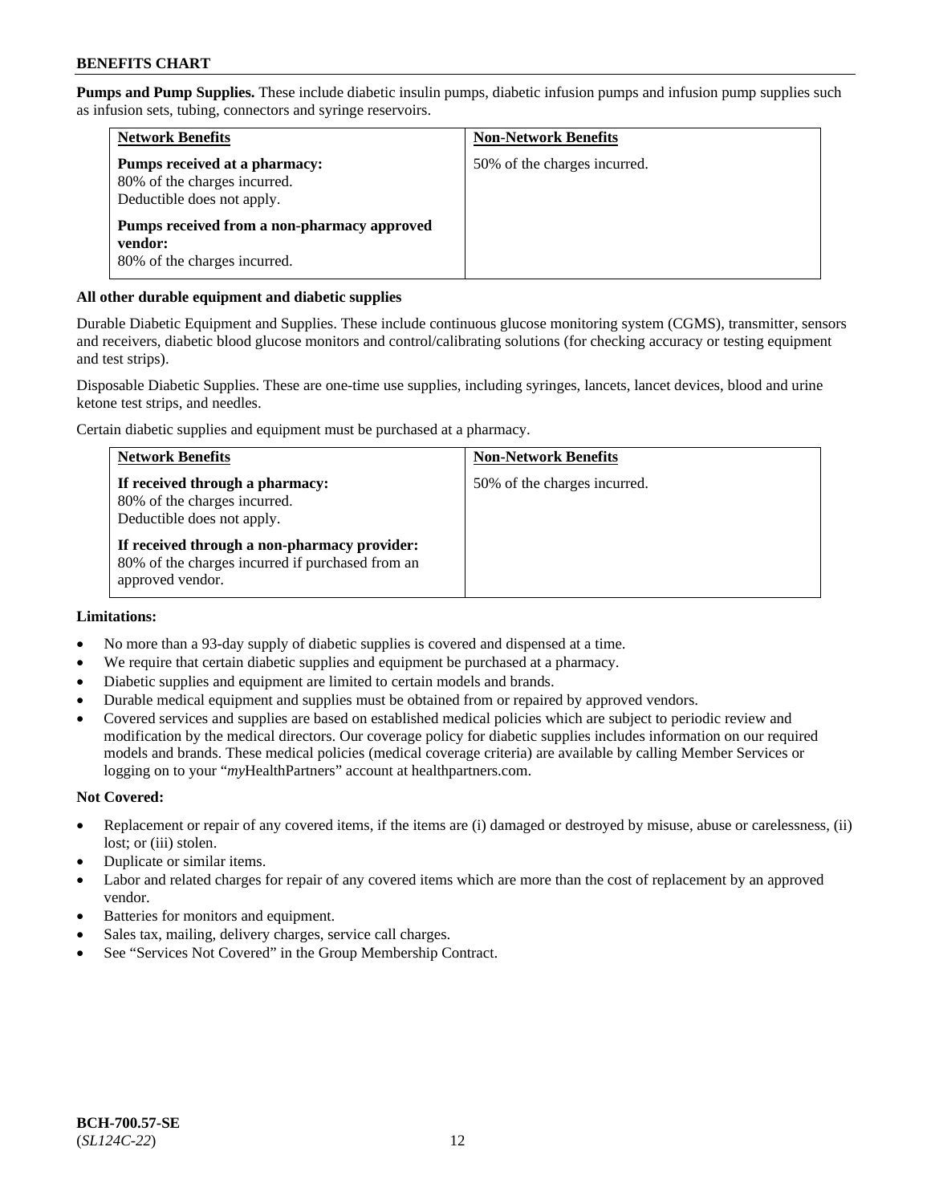**Pumps and Pump Supplies.** These include diabetic insulin pumps, diabetic infusion pumps and infusion pump supplies such as infusion sets, tubing, connectors and syringe reservoirs.

| Network Benefits | Non-Network Benefits |
|---|---|
| **Pumps received at a pharmacy:** 80% of the charges incurred. Deductible does not apply. <br><br> **Pumps received from a non-pharmacy approved vendor:** 80% of the charges incurred. | 50% of the charges incurred. |

**All other durable equipment and diabetic supplies**

Durable Diabetic Equipment and Supplies. These include continuous glucose monitoring system (CGMS), transmitter, sensors and receivers, diabetic blood glucose monitors and control/calibrating solutions (for checking accuracy or testing equipment and test strips).

Disposable Diabetic Supplies. These are one-time use supplies, including syringes, lancets, lancet devices, blood and urine ketone test strips, and needles.

Certain diabetic supplies and equipment must be purchased at a pharmacy.

| Network Benefits | Non-Network Benefits |
|---|---|
| **If received through a pharmacy:** 80% of the charges incurred. Deductible does not apply. <br><br> **If received through a non-pharmacy provider:** 80% of the charges incurred if purchased from an approved vendor. | 50% of the charges incurred. |

**Limitations:**

- No more than a 93-day supply of diabetic supplies is covered and dispensed at a time.
- We require that certain diabetic supplies and equipment be purchased at a pharmacy.
- Diabetic supplies and equipment are limited to certain models and brands.
- Durable medical equipment and supplies must be obtained from or repaired by approved vendors.
- Covered services and supplies are based on established medical policies which are subject to periodic review and modification by the medical directors. Our coverage policy for diabetic supplies includes information on our required models and brands. These medical policies (medical coverage criteria) are available by calling Member Services or logging on to your "*my*HealthPartners" account at healthpartners.com.

**Not Covered:**

- Replacement or repair of any covered items, if the items are (i) damaged or destroyed by misuse, abuse or carelessness, (ii) lost; or (iii) stolen.
- Duplicate or similar items.
- Labor and related charges for repair of any covered items which are more than the cost of replacement by an approved vendor.
- Batteries for monitors and equipment.
- Sales tax, mailing, delivery charges, service call charges.
- See "Services Not Covered" in the Group Membership Contract.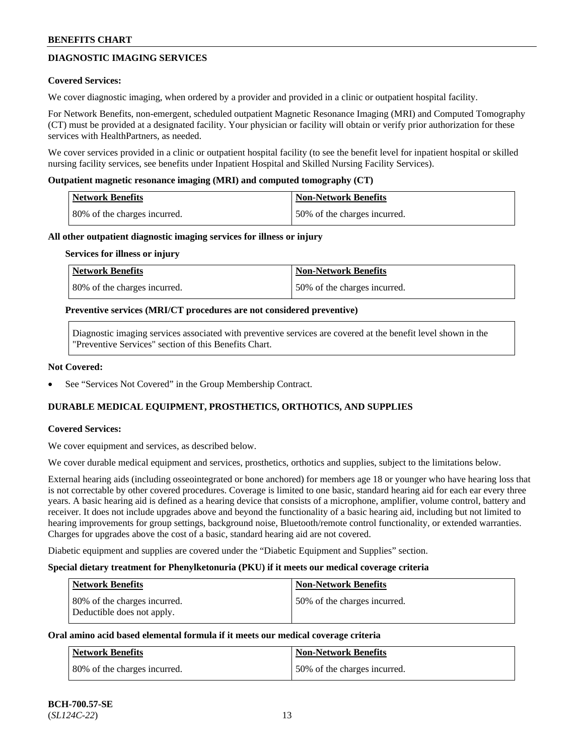## DIAGNOSTIC IMAGING SERVICES

**Covered Services:**

We cover diagnostic imaging, when ordered by a provider and provided in a clinic or outpatient hospital facility.

For Network Benefits, non-emergent, scheduled outpatient Magnetic Resonance Imaging (MRI) and Computed Tomography (CT) must be provided at a designated facility. Your physician or facility will obtain or verify prior authorization for these services with HealthPartners, as needed.

We cover services provided in a clinic or outpatient hospital facility (to see the benefit level for inpatient hospital or skilled nursing facility services, see benefits under Inpatient Hospital and Skilled Nursing Facility Services).

**Outpatient magnetic resonance imaging (MRI) and computed tomography (CT)**

| Network Benefits | Non-Network Benefits |
|---|---|
| 80% of the charges incurred. | 50% of the charges incurred. |

**All other outpatient diagnostic imaging services for illness or injury**

**Services for illness or injury**

| Network Benefits | Non-Network Benefits |
|---|---|
| 80% of the charges incurred. | 50% of the charges incurred. |

**Preventive services (MRI/CT procedures are not considered preventive)**

Diagnostic imaging services associated with preventive services are covered at the benefit level shown in the "Preventive Services" section of this Benefits Chart.

**Not Covered:**

- See "Services Not Covered" in the Group Membership Contract.

## DURABLE MEDICAL EQUIPMENT, PROSTHETICS, ORTHOTICS, AND SUPPLIES

**Covered Services:**

We cover equipment and services, as described below.

We cover durable medical equipment and services, prosthetics, orthotics and supplies, subject to the limitations below.

External hearing aids (including osseointegrated or bone anchored) for members age 18 or younger who have hearing loss that is not correctable by other covered procedures. Coverage is limited to one basic, standard hearing aid for each ear every three years. A basic hearing aid is defined as a hearing device that consists of a microphone, amplifier, volume control, battery and receiver. It does not include upgrades above and beyond the functionality of a basic hearing aid, including but not limited to hearing improvements for group settings, background noise, Bluetooth/remote control functionality, or extended warranties. Charges for upgrades above the cost of a basic, standard hearing aid are not covered.

Diabetic equipment and supplies are covered under the "Diabetic Equipment and Supplies" section.

**Special dietary treatment for Phenylketonuria (PKU) if it meets our medical coverage criteria**

| Network Benefits | Non-Network Benefits |
|---|---|
| 80% of the charges incurred. Deductible does not apply. | 50% of the charges incurred. |

**Oral amino acid based elemental formula if it meets our medical coverage criteria**

| Network Benefits | Non-Network Benefits |
|---|---|
| 80% of the charges incurred. | 50% of the charges incurred. |

**BCH-700.57-SE**
(*SL124C-22*)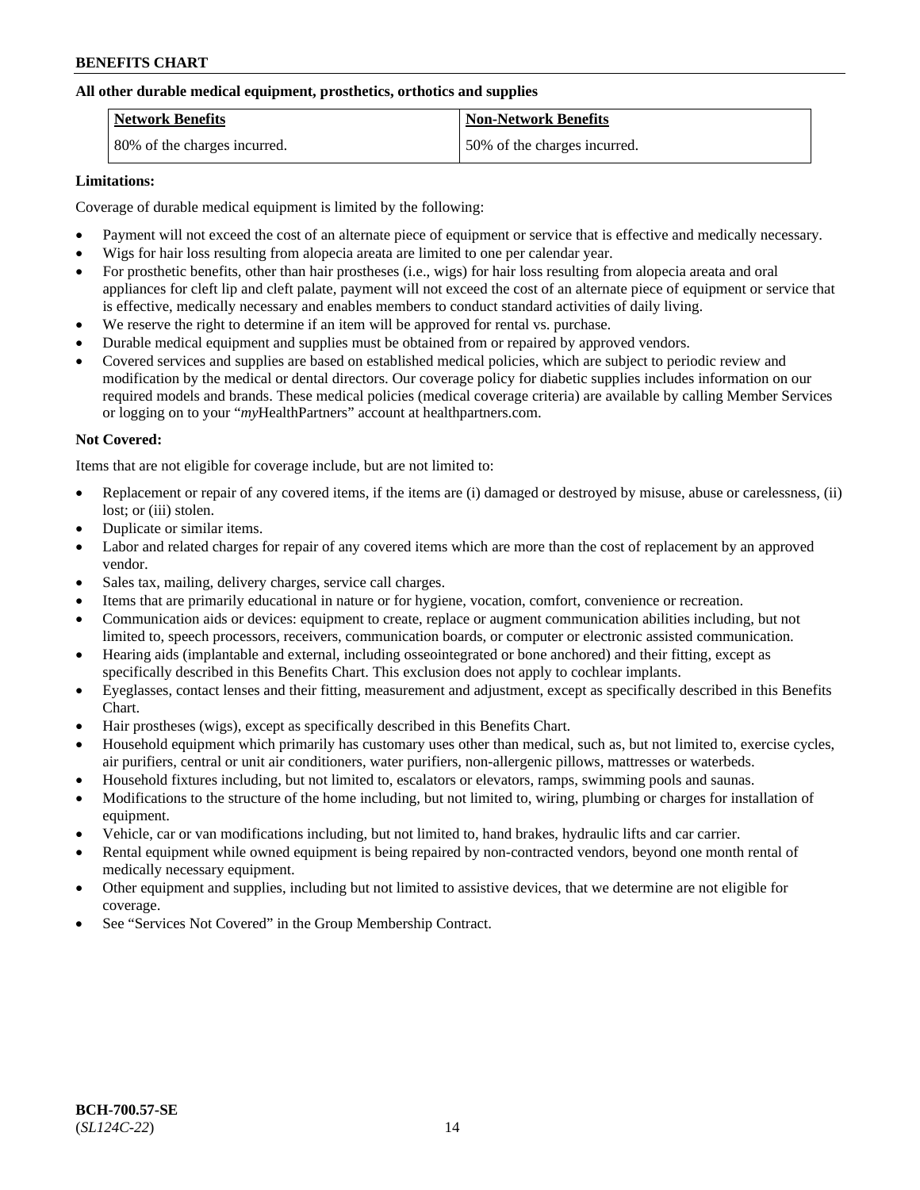**All other durable medical equipment, prosthetics, orthotics and supplies**

| Network Benefits | Non-Network Benefits |
|---|---|
| 80% of the charges incurred. | 50% of the charges incurred. |

**Limitations:**

Coverage of durable medical equipment is limited by the following:

- Payment will not exceed the cost of an alternate piece of equipment or service that is effective and medically necessary.
- Wigs for hair loss resulting from alopecia areata are limited to one per calendar year.
- For prosthetic benefits, other than hair prostheses (i.e., wigs) for hair loss resulting from alopecia areata and oral appliances for cleft lip and cleft palate, payment will not exceed the cost of an alternate piece of equipment or service that is effective, medically necessary and enables members to conduct standard activities of daily living.
- We reserve the right to determine if an item will be approved for rental vs. purchase.
- Durable medical equipment and supplies must be obtained from or repaired by approved vendors.
- Covered services and supplies are based on established medical policies, which are subject to periodic review and modification by the medical or dental directors. Our coverage policy for diabetic supplies includes information on our required models and brands. These medical policies (medical coverage criteria) are available by calling Member Services or logging on to your "*my*HealthPartners" account at healthpartners.com.

**Not Covered:**

Items that are not eligible for coverage include, but are not limited to:

- Replacement or repair of any covered items, if the items are (i) damaged or destroyed by misuse, abuse or carelessness, (ii) lost; or (iii) stolen.
- Duplicate or similar items.
- Labor and related charges for repair of any covered items which are more than the cost of replacement by an approved vendor.
- Sales tax, mailing, delivery charges, service call charges.
- Items that are primarily educational in nature or for hygiene, vocation, comfort, convenience or recreation.
- Communication aids or devices: equipment to create, replace or augment communication abilities including, but not limited to, speech processors, receivers, communication boards, or computer or electronic assisted communication.
- Hearing aids (implantable and external, including osseointegrated or bone anchored) and their fitting, except as specifically described in this Benefits Chart. This exclusion does not apply to cochlear implants.
- Eyeglasses, contact lenses and their fitting, measurement and adjustment, except as specifically described in this Benefits Chart.
- Hair prostheses (wigs), except as specifically described in this Benefits Chart.
- Household equipment which primarily has customary uses other than medical, such as, but not limited to, exercise cycles, air purifiers, central or unit air conditioners, water purifiers, non-allergenic pillows, mattresses or waterbeds.
- Household fixtures including, but not limited to, escalators or elevators, ramps, swimming pools and saunas.
- Modifications to the structure of the home including, but not limited to, wiring, plumbing or charges for installation of equipment.
- Vehicle, car or van modifications including, but not limited to, hand brakes, hydraulic lifts and car carrier.
- Rental equipment while owned equipment is being repaired by non-contracted vendors, beyond one month rental of medically necessary equipment.
- Other equipment and supplies, including but not limited to assistive devices, that we determine are not eligible for coverage.
- See "Services Not Covered" in the Group Membership Contract.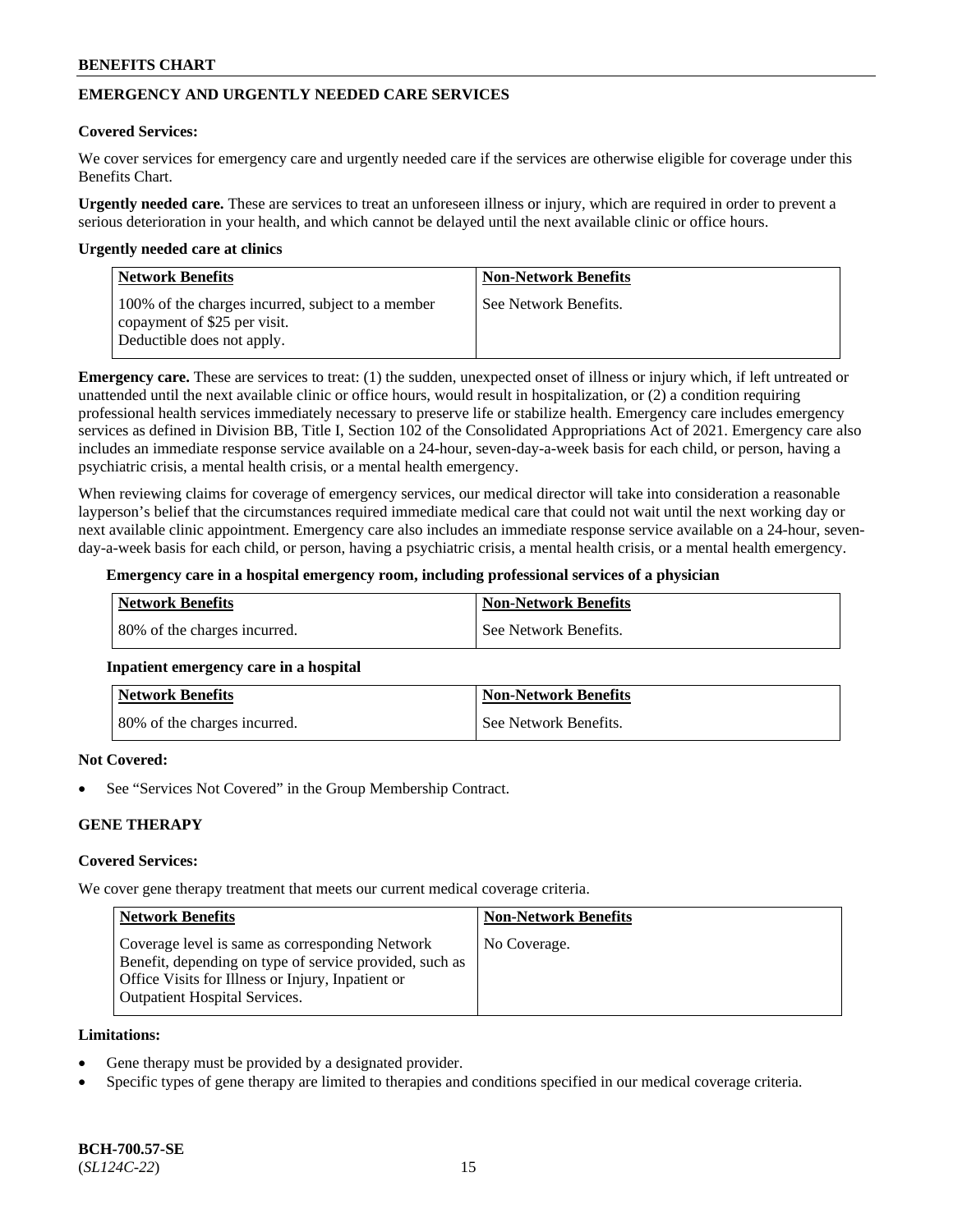## EMERGENCY AND URGENTLY NEEDED CARE SERVICES

**Covered Services:**

We cover services for emergency care and urgently needed care if the services are otherwise eligible for coverage under this Benefits Chart.

**Urgently needed care.** These are services to treat an unforeseen illness or injury, which are required in order to prevent a serious deterioration in your health, and which cannot be delayed until the next available clinic or office hours.

**Urgently needed care at clinics**

| Network Benefits | Non-Network Benefits |
|---|---|
| 100% of the charges incurred, subject to a member copayment of $25 per visit. Deductible does not apply. | See Network Benefits. |

**Emergency care.** These are services to treat: (1) the sudden, unexpected onset of illness or injury which, if left untreated or unattended until the next available clinic or office hours, would result in hospitalization, or (2) a condition requiring professional health services immediately necessary to preserve life or stabilize health. Emergency care includes emergency services as defined in Division BB, Title I, Section 102 of the Consolidated Appropriations Act of 2021. Emergency care also includes an immediate response service available on a 24-hour, seven-day-a-week basis for each child, or person, having a psychiatric crisis, a mental health crisis, or a mental health emergency.

When reviewing claims for coverage of emergency services, our medical director will take into consideration a reasonable layperson's belief that the circumstances required immediate medical care that could not wait until the next working day or next available clinic appointment. Emergency care also includes an immediate response service available on a 24-hour, seven-day-a-week basis for each child, or person, having a psychiatric crisis, a mental health crisis, or a mental health emergency.

**Emergency care in a hospital emergency room, including professional services of a physician**

| Network Benefits | Non-Network Benefits |
|---|---|
| 80% of the charges incurred. | See Network Benefits. |

**Inpatient emergency care in a hospital**

| Network Benefits | Non-Network Benefits |
|---|---|
| 80% of the charges incurred. | See Network Benefits. |

**Not Covered:**

- See "Services Not Covered" in the Group Membership Contract.

## GENE THERAPY

**Covered Services:**

We cover gene therapy treatment that meets our current medical coverage criteria.

| Network Benefits | Non-Network Benefits |
|---|---|
| Coverage level is same as corresponding Network Benefit, depending on type of service provided, such as Office Visits for Illness or Injury, Inpatient or Outpatient Hospital Services. | No Coverage. |

**Limitations:**

- Gene therapy must be provided by a designated provider.
- Specific types of gene therapy are limited to therapies and conditions specified in our medical coverage criteria.

**BCH-700.57-SE**
(*SL124C-22*)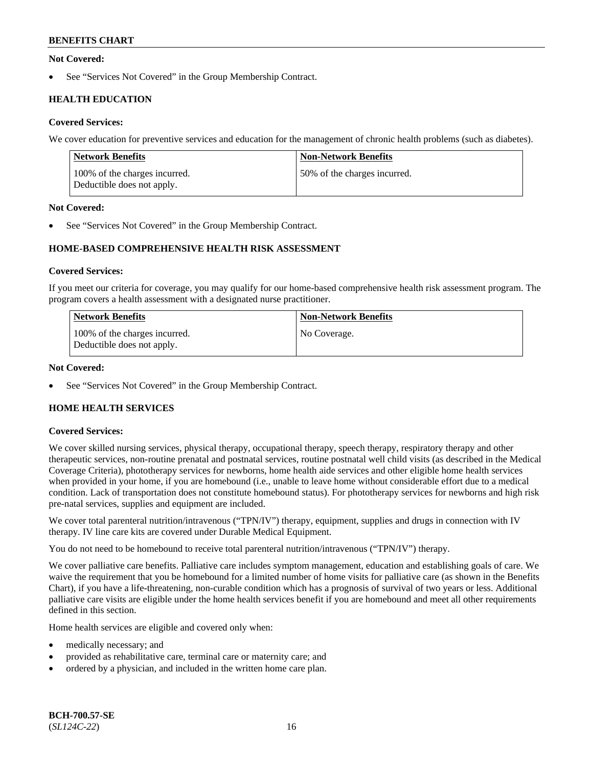**Not Covered:**

- See "Services Not Covered" in the Group Membership Contract.

### HEALTH EDUCATION

**Covered Services:**

We cover education for preventive services and education for the management of chronic health problems (such as diabetes).

| Network Benefits | Non-Network Benefits |
|---|---|
| 100% of the charges incurred. Deductible does not apply. | 50% of the charges incurred. |

**Not Covered:**

- See "Services Not Covered" in the Group Membership Contract.

### HOME-BASED COMPREHENSIVE HEALTH RISK ASSESSMENT

**Covered Services:**

If you meet our criteria for coverage, you may qualify for our home-based comprehensive health risk assessment program. The program covers a health assessment with a designated nurse practitioner.

| Network Benefits | Non-Network Benefits |
|---|---|
| 100% of the charges incurred. Deductible does not apply. | No Coverage. |

**Not Covered:**

- See "Services Not Covered" in the Group Membership Contract.

### HOME HEALTH SERVICES

**Covered Services:**

We cover skilled nursing services, physical therapy, occupational therapy, speech therapy, respiratory therapy and other therapeutic services, non-routine prenatal and postnatal services, routine postnatal well child visits (as described in the Medical Coverage Criteria), phototherapy services for newborns, home health aide services and other eligible home health services when provided in your home, if you are homebound (i.e., unable to leave home without considerable effort due to a medical condition. Lack of transportation does not constitute homebound status). For phototherapy services for newborns and high risk pre-natal services, supplies and equipment are included.

We cover total parenteral nutrition/intravenous ("TPN/IV") therapy, equipment, supplies and drugs in connection with IV therapy. IV line care kits are covered under Durable Medical Equipment.

You do not need to be homebound to receive total parenteral nutrition/intravenous ("TPN/IV") therapy.

We cover palliative care benefits. Palliative care includes symptom management, education and establishing goals of care. We waive the requirement that you be homebound for a limited number of home visits for palliative care (as shown in the Benefits Chart), if you have a life-threatening, non-curable condition which has a prognosis of survival of two years or less. Additional palliative care visits are eligible under the home health services benefit if you are homebound and meet all other requirements defined in this section.

Home health services are eligible and covered only when:

- medically necessary; and
- provided as rehabilitative care, terminal care or maternity care; and
- ordered by a physician, and included in the written home care plan.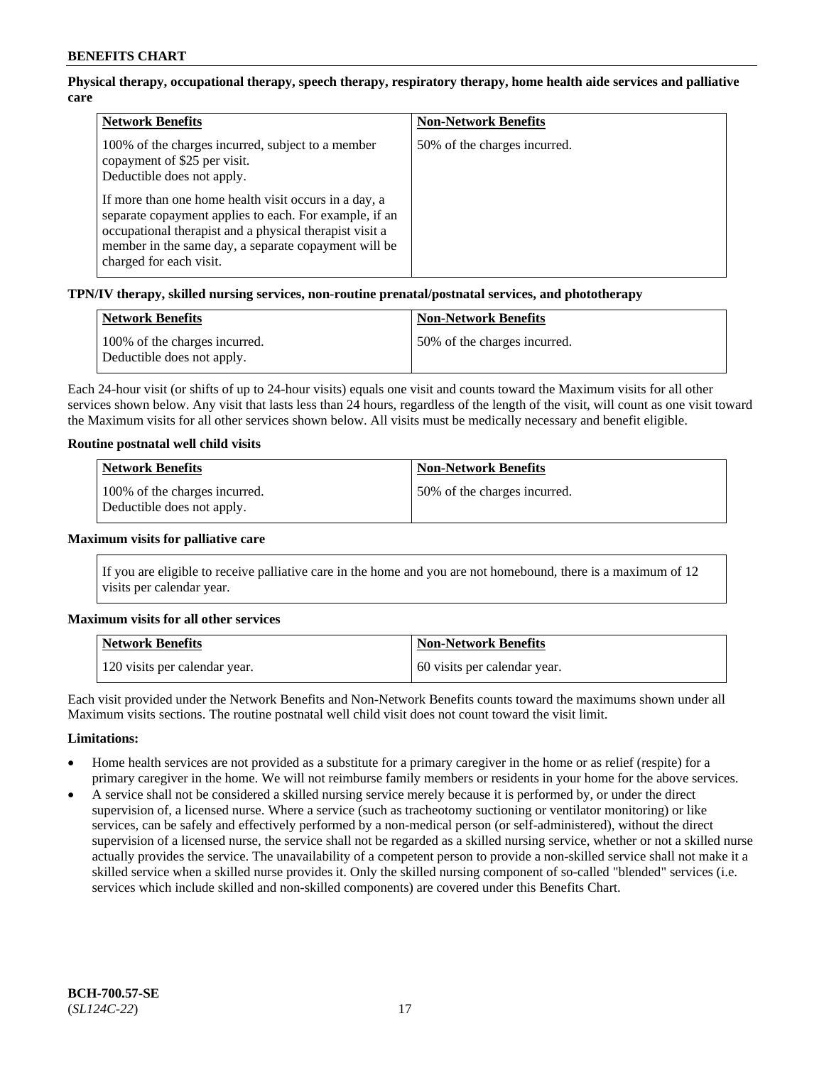**Physical therapy, occupational therapy, speech therapy, respiratory therapy, home health aide services and palliative care**

| Network Benefits | Non-Network Benefits |
|---|---|
| 100% of the charges incurred, subject to a member copayment of $25 per visit.<br>Deductible does not apply.<br><br>If more than one home health visit occurs in a day, a separate copayment applies to each. For example, if an occupational therapist and a physical therapist visit a member in the same day, a separate copayment will be charged for each visit. | 50% of the charges incurred. |

**TPN/IV therapy, skilled nursing services, non-routine prenatal/postnatal services, and phototherapy**

| Network Benefits | Non-Network Benefits |
|---|---|
| 100% of the charges incurred.<br>Deductible does not apply. | 50% of the charges incurred. |

Each 24-hour visit (or shifts of up to 24-hour visits) equals one visit and counts toward the Maximum visits for all other services shown below. Any visit that lasts less than 24 hours, regardless of the length of the visit, will count as one visit toward the Maximum visits for all other services shown below. All visits must be medically necessary and benefit eligible.

**Routine postnatal well child visits**

| Network Benefits | Non-Network Benefits |
|---|---|
| 100% of the charges incurred.<br>Deductible does not apply. | 50% of the charges incurred. |

**Maximum visits for palliative care**

If you are eligible to receive palliative care in the home and you are not homebound, there is a maximum of 12 visits per calendar year.

**Maximum visits for all other services**

| Network Benefits | Non-Network Benefits |
|---|---|
| 120 visits per calendar year. | 60 visits per calendar year. |

Each visit provided under the Network Benefits and Non-Network Benefits counts toward the maximums shown under all Maximum visits sections. The routine postnatal well child visit does not count toward the visit limit.

**Limitations:**

- Home health services are not provided as a substitute for a primary caregiver in the home or as relief (respite) for a primary caregiver in the home. We will not reimburse family members or residents in your home for the above services.
- A service shall not be considered a skilled nursing service merely because it is performed by, or under the direct supervision of, a licensed nurse. Where a service (such as tracheotomy suctioning or ventilator monitoring) or like services, can be safely and effectively performed by a non-medical person (or self-administered), without the direct supervision of a licensed nurse, the service shall not be regarded as a skilled nursing service, whether or not a skilled nurse actually provides the service. The unavailability of a competent person to provide a non-skilled service shall not make it a skilled service when a skilled nurse provides it. Only the skilled nursing component of so-called "blended" services (i.e. services which include skilled and non-skilled components) are covered under this Benefits Chart.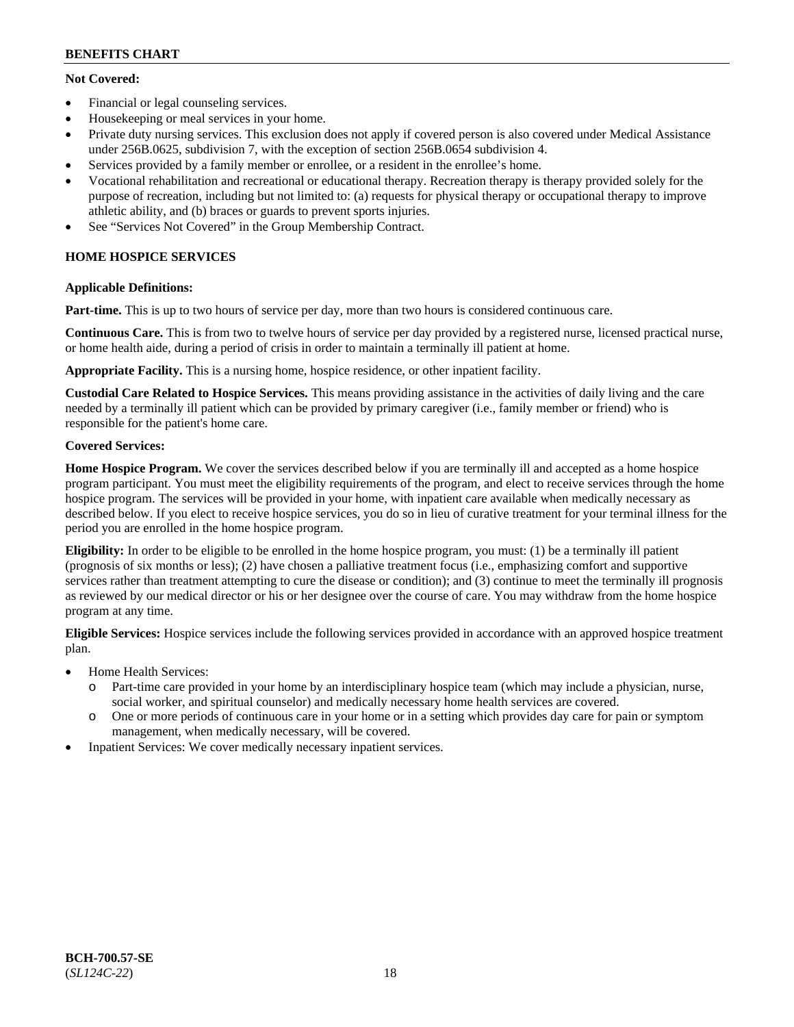**Not Covered:**

- Financial or legal counseling services.
- Housekeeping or meal services in your home.
- Private duty nursing services. This exclusion does not apply if covered person is also covered under Medical Assistance under 256B.0625, subdivision 7, with the exception of section 256B.0654 subdivision 4.
- Services provided by a family member or enrollee, or a resident in the enrollee's home.
- Vocational rehabilitation and recreational or educational therapy. Recreation therapy is therapy provided solely for the purpose of recreation, including but not limited to: (a) requests for physical therapy or occupational therapy to improve athletic ability, and (b) braces or guards to prevent sports injuries.
- See "Services Not Covered" in the Group Membership Contract.

**HOME HOSPICE SERVICES**

**Applicable Definitions:**

**Part-time.** This is up to two hours of service per day, more than two hours is considered continuous care.

**Continuous Care.** This is from two to twelve hours of service per day provided by a registered nurse, licensed practical nurse, or home health aide, during a period of crisis in order to maintain a terminally ill patient at home.

**Appropriate Facility.** This is a nursing home, hospice residence, or other inpatient facility.

**Custodial Care Related to Hospice Services.** This means providing assistance in the activities of daily living and the care needed by a terminally ill patient which can be provided by primary caregiver (i.e., family member or friend) who is responsible for the patient's home care.

**Covered Services:**

**Home Hospice Program.** We cover the services described below if you are terminally ill and accepted as a home hospice program participant. You must meet the eligibility requirements of the program, and elect to receive services through the home hospice program. The services will be provided in your home, with inpatient care available when medically necessary as described below. If you elect to receive hospice services, you do so in lieu of curative treatment for your terminal illness for the period you are enrolled in the home hospice program.

**Eligibility:** In order to be eligible to be enrolled in the home hospice program, you must: (1) be a terminally ill patient (prognosis of six months or less); (2) have chosen a palliative treatment focus (i.e., emphasizing comfort and supportive services rather than treatment attempting to cure the disease or condition); and (3) continue to meet the terminally ill prognosis as reviewed by our medical director or his or her designee over the course of care. You may withdraw from the home hospice program at any time.

**Eligible Services:** Hospice services include the following services provided in accordance with an approved hospice treatment plan.

- Home Health Services:
  - Part-time care provided in your home by an interdisciplinary hospice team (which may include a physician, nurse, social worker, and spiritual counselor) and medically necessary home health services are covered.
  - One or more periods of continuous care in your home or in a setting which provides day care for pain or symptom management, when medically necessary, will be covered.
- Inpatient Services: We cover medically necessary inpatient services.

**BCH-700.57-SE**
(*SL124C-22*)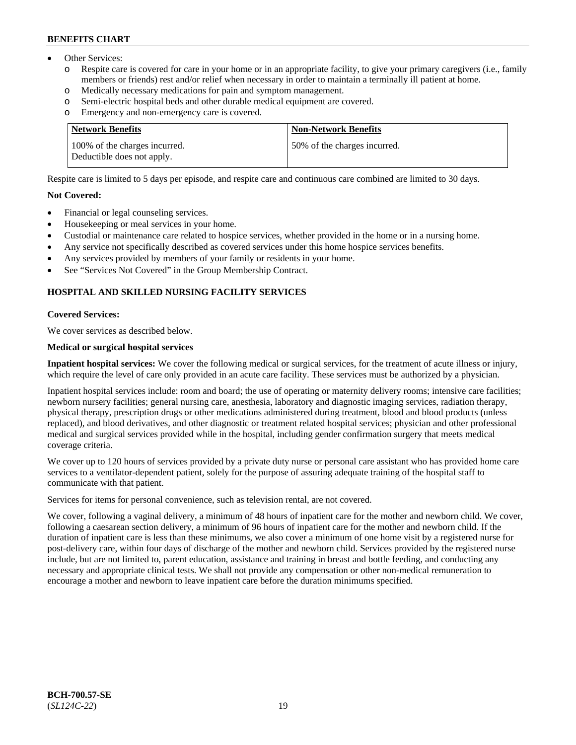- Other Services:
  - Respite care is covered for care in your home or in an appropriate facility, to give your primary caregivers (i.e., family members or friends) rest and/or relief when necessary in order to maintain a terminally ill patient at home.
  - Medically necessary medications for pain and symptom management.
  - Semi-electric hospital beds and other durable medical equipment are covered.
  - Emergency and non-emergency care is covered.

| Network Benefits | Non-Network Benefits |
|---|---|
| 100% of the charges incurred. Deductible does not apply. | 50% of the charges incurred. |

Respite care is limited to 5 days per episode, and respite care and continuous care combined are limited to 30 days.

**Not Covered:**

- Financial or legal counseling services.
- Housekeeping or meal services in your home.
- Custodial or maintenance care related to hospice services, whether provided in the home or in a nursing home.
- Any service not specifically described as covered services under this home hospice services benefits.
- Any services provided by members of your family or residents in your home.
- See "Services Not Covered" in the Group Membership Contract.

## HOSPITAL AND SKILLED NURSING FACILITY SERVICES

**Covered Services:**

We cover services as described below.

**Medical or surgical hospital services**

**Inpatient hospital services:** We cover the following medical or surgical services, for the treatment of acute illness or injury, which require the level of care only provided in an acute care facility. These services must be authorized by a physician.

Inpatient hospital services include: room and board; the use of operating or maternity delivery rooms; intensive care facilities; newborn nursery facilities; general nursing care, anesthesia, laboratory and diagnostic imaging services, radiation therapy, physical therapy, prescription drugs or other medications administered during treatment, blood and blood products (unless replaced), and blood derivatives, and other diagnostic or treatment related hospital services; physician and other professional medical and surgical services provided while in the hospital, including gender confirmation surgery that meets medical coverage criteria.

We cover up to 120 hours of services provided by a private duty nurse or personal care assistant who has provided home care services to a ventilator-dependent patient, solely for the purpose of assuring adequate training of the hospital staff to communicate with that patient.

Services for items for personal convenience, such as television rental, are not covered.

We cover, following a vaginal delivery, a minimum of 48 hours of inpatient care for the mother and newborn child. We cover, following a caesarean section delivery, a minimum of 96 hours of inpatient care for the mother and newborn child. If the duration of inpatient care is less than these minimums, we also cover a minimum of one home visit by a registered nurse for post-delivery care, within four days of discharge of the mother and newborn child. Services provided by the registered nurse include, but are not limited to, parent education, assistance and training in breast and bottle feeding, and conducting any necessary and appropriate clinical tests. We shall not provide any compensation or other non-medical remuneration to encourage a mother and newborn to leave inpatient care before the duration minimums specified.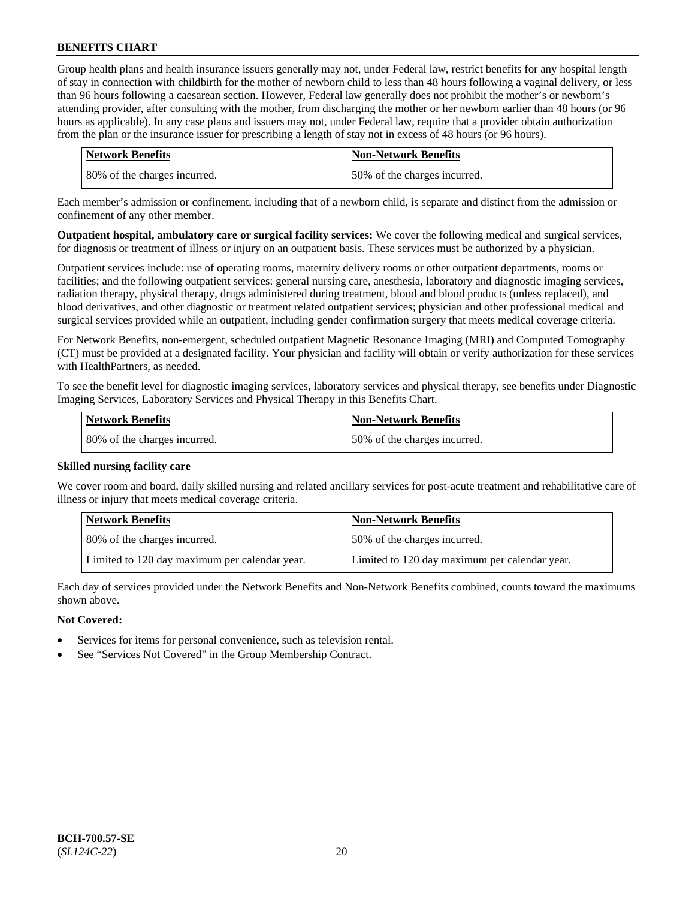Group health plans and health insurance issuers generally may not, under Federal law, restrict benefits for any hospital length of stay in connection with childbirth for the mother of newborn child to less than 48 hours following a vaginal delivery, or less than 96 hours following a caesarean section. However, Federal law generally does not prohibit the mother's or newborn's attending provider, after consulting with the mother, from discharging the mother or her newborn earlier than 48 hours (or 96 hours as applicable). In any case plans and issuers may not, under Federal law, require that a provider obtain authorization from the plan or the insurance issuer for prescribing a length of stay not in excess of 48 hours (or 96 hours).

| Network Benefits | Non-Network Benefits |
|---|---|
| 80% of the charges incurred. | 50% of the charges incurred. |

Each member's admission or confinement, including that of a newborn child, is separate and distinct from the admission or confinement of any other member.

**Outpatient hospital, ambulatory care or surgical facility services:** We cover the following medical and surgical services, for diagnosis or treatment of illness or injury on an outpatient basis. These services must be authorized by a physician.

Outpatient services include: use of operating rooms, maternity delivery rooms or other outpatient departments, rooms or facilities; and the following outpatient services: general nursing care, anesthesia, laboratory and diagnostic imaging services, radiation therapy, physical therapy, drugs administered during treatment, blood and blood products (unless replaced), and blood derivatives, and other diagnostic or treatment related outpatient services; physician and other professional medical and surgical services provided while an outpatient, including gender confirmation surgery that meets medical coverage criteria.

For Network Benefits, non-emergent, scheduled outpatient Magnetic Resonance Imaging (MRI) and Computed Tomography (CT) must be provided at a designated facility. Your physician and facility will obtain or verify authorization for these services with HealthPartners, as needed.

To see the benefit level for diagnostic imaging services, laboratory services and physical therapy, see benefits under Diagnostic Imaging Services, Laboratory Services and Physical Therapy in this Benefits Chart.

| Network Benefits | Non-Network Benefits |
|---|---|
| 80% of the charges incurred. | 50% of the charges incurred. |

**Skilled nursing facility care**

We cover room and board, daily skilled nursing and related ancillary services for post-acute treatment and rehabilitative care of illness or injury that meets medical coverage criteria.

| Network Benefits | Non-Network Benefits |
|---|---|
| 80% of the charges incurred. | 50% of the charges incurred. |
| Limited to 120 day maximum per calendar year. | Limited to 120 day maximum per calendar year. |

Each day of services provided under the Network Benefits and Non-Network Benefits combined, counts toward the maximums shown above.

**Not Covered:**

- Services for items for personal convenience, such as television rental.
- See "Services Not Covered" in the Group Membership Contract.

BCH-700.57-SE
(*SL124C-22*)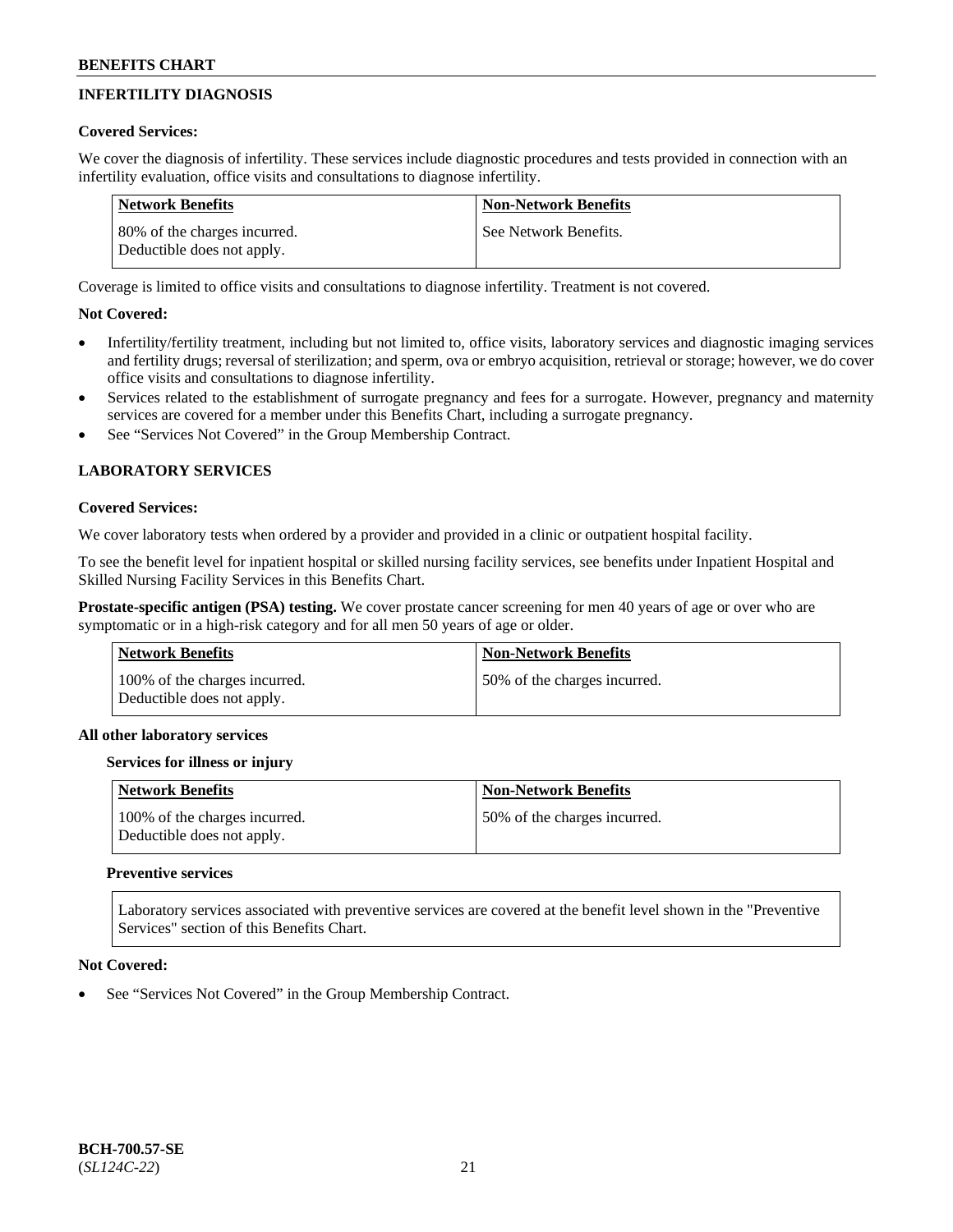## INFERTILITY DIAGNOSIS

**Covered Services:**

We cover the diagnosis of infertility. These services include diagnostic procedures and tests provided in connection with an infertility evaluation, office visits and consultations to diagnose infertility.

| Network Benefits | Non-Network Benefits |
|---|---|
| 80% of the charges incurred. Deductible does not apply. | See Network Benefits. |

Coverage is limited to office visits and consultations to diagnose infertility. Treatment is not covered.

**Not Covered:**

- Infertility/fertility treatment, including but not limited to, office visits, laboratory services and diagnostic imaging services and fertility drugs; reversal of sterilization; and sperm, ova or embryo acquisition, retrieval or storage; however, we do cover office visits and consultations to diagnose infertility.
- Services related to the establishment of surrogate pregnancy and fees for a surrogate. However, pregnancy and maternity services are covered for a member under this Benefits Chart, including a surrogate pregnancy.
- See "Services Not Covered" in the Group Membership Contract.

## LABORATORY SERVICES

**Covered Services:**

We cover laboratory tests when ordered by a provider and provided in a clinic or outpatient hospital facility.

To see the benefit level for inpatient hospital or skilled nursing facility services, see benefits under Inpatient Hospital and Skilled Nursing Facility Services in this Benefits Chart.

**Prostate-specific antigen (PSA) testing.** We cover prostate cancer screening for men 40 years of age or over who are symptomatic or in a high-risk category and for all men 50 years of age or older.

| Network Benefits | Non-Network Benefits |
|---|---|
| 100% of the charges incurred. Deductible does not apply. | 50% of the charges incurred. |

**All other laboratory services**

**Services for illness or injury**

| Network Benefits | Non-Network Benefits |
|---|---|
| 100% of the charges incurred. Deductible does not apply. | 50% of the charges incurred. |

**Preventive services**

Laboratory services associated with preventive services are covered at the benefit level shown in the "Preventive Services" section of this Benefits Chart.

**Not Covered:**

- See "Services Not Covered" in the Group Membership Contract.

BCH-700.57-SE
(*SL124C-22*)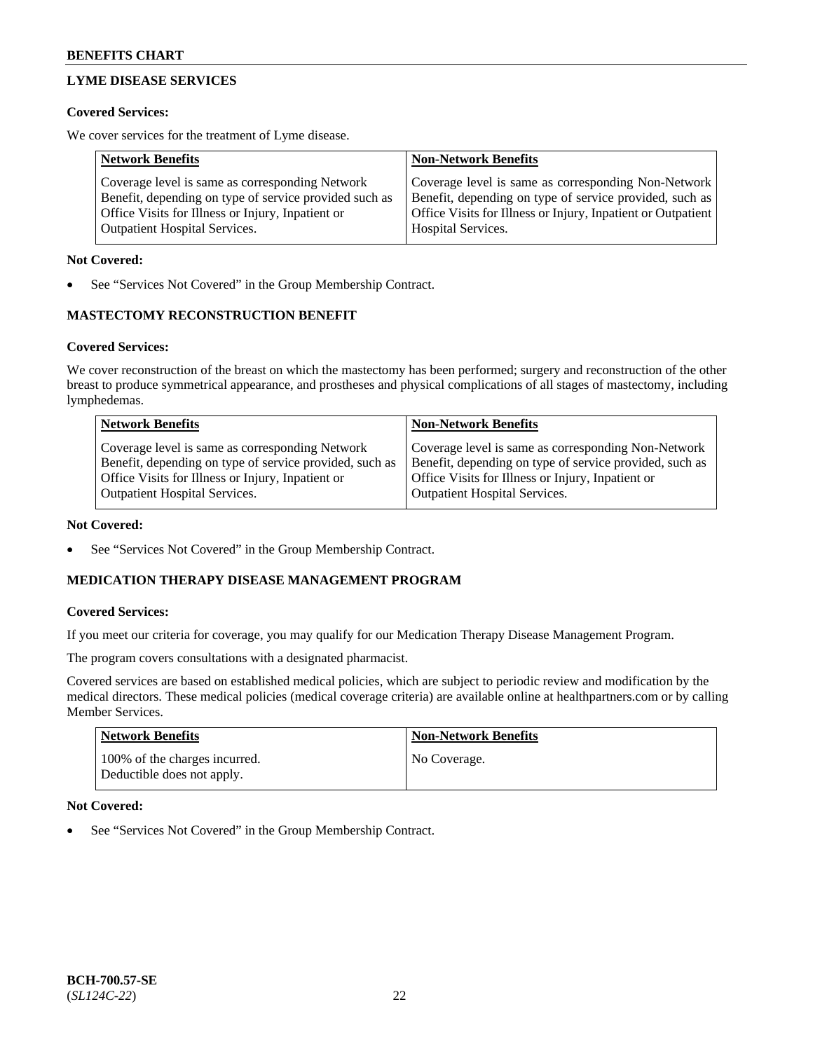## LYME DISEASE SERVICES

**Covered Services:**

We cover services for the treatment of Lyme disease.

| Network Benefits | Non-Network Benefits |
| --- | --- |
| Coverage level is same as corresponding Network Benefit, depending on type of service provided such as Office Visits for Illness or Injury, Inpatient or Outpatient Hospital Services. | Coverage level is same as corresponding Non-Network Benefit, depending on type of service provided, such as Office Visits for Illness or Injury, Inpatient or Outpatient Hospital Services. |

**Not Covered:**

- See "Services Not Covered" in the Group Membership Contract.

## MASTECTOMY RECONSTRUCTION BENEFIT

**Covered Services:**

We cover reconstruction of the breast on which the mastectomy has been performed; surgery and reconstruction of the other breast to produce symmetrical appearance, and prostheses and physical complications of all stages of mastectomy, including lymphedemas.

| Network Benefits | Non-Network Benefits |
| --- | --- |
| Coverage level is same as corresponding Network Benefit, depending on type of service provided, such as Office Visits for Illness or Injury, Inpatient or Outpatient Hospital Services. | Coverage level is same as corresponding Non-Network Benefit, depending on type of service provided, such as Office Visits for Illness or Injury, Inpatient or Outpatient Hospital Services. |

**Not Covered:**

- See "Services Not Covered" in the Group Membership Contract.

## MEDICATION THERAPY DISEASE MANAGEMENT PROGRAM

**Covered Services:**

If you meet our criteria for coverage, you may qualify for our Medication Therapy Disease Management Program.

The program covers consultations with a designated pharmacist.

Covered services are based on established medical policies, which are subject to periodic review and modification by the medical directors. These medical policies (medical coverage criteria) are available online at healthpartners.com or by calling Member Services.

| Network Benefits | Non-Network Benefits |
| --- | --- |
| 100% of the charges incurred. Deductible does not apply. | No Coverage. |

**Not Covered:**

- See "Services Not Covered" in the Group Membership Contract.

**BCH-700.57-SE**
(*SL124C-22*)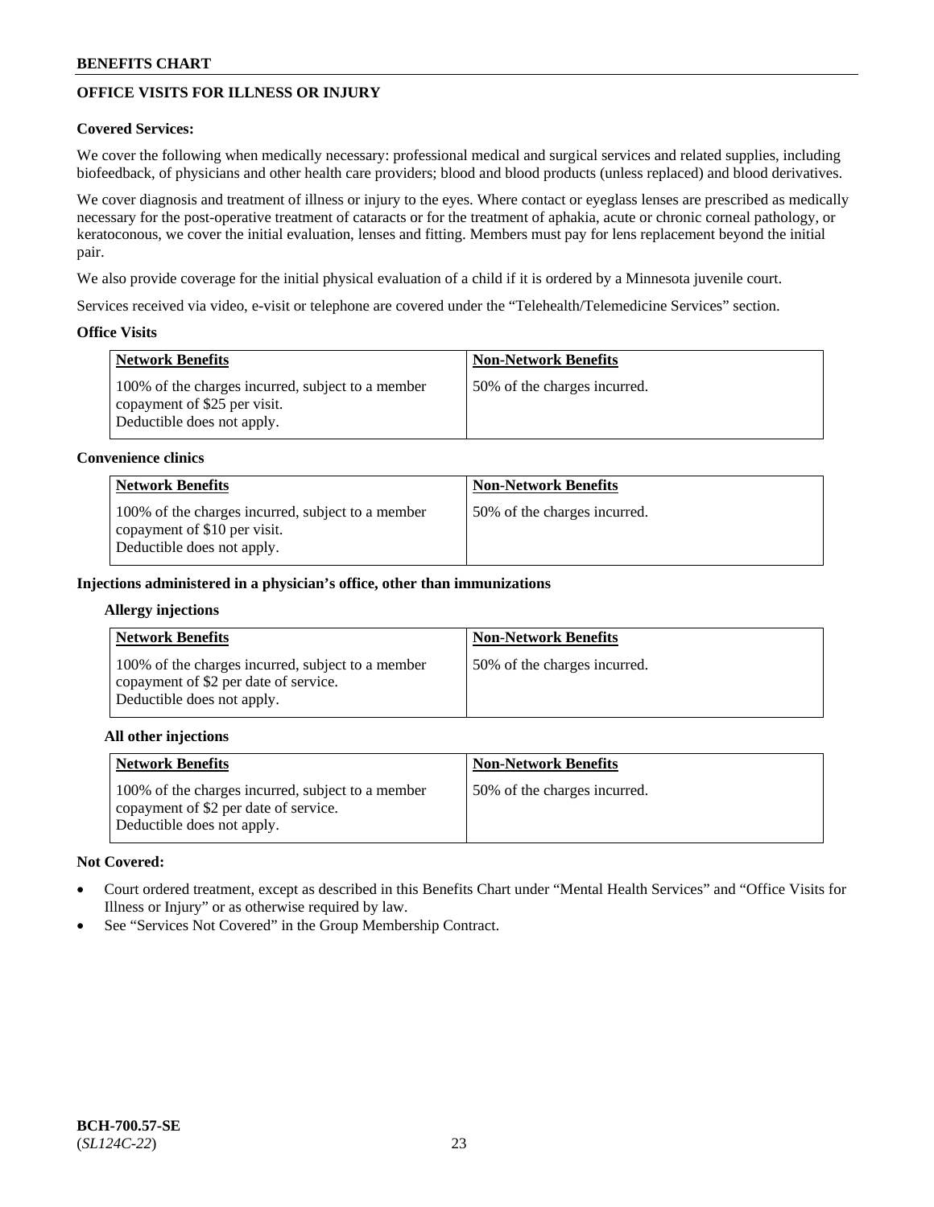## OFFICE VISITS FOR ILLNESS OR INJURY

**Covered Services:**

We cover the following when medically necessary: professional medical and surgical services and related supplies, including biofeedback, of physicians and other health care providers; blood and blood products (unless replaced) and blood derivatives.

We cover diagnosis and treatment of illness or injury to the eyes. Where contact or eyeglass lenses are prescribed as medically necessary for the post-operative treatment of cataracts or for the treatment of aphakia, acute or chronic corneal pathology, or keratoconous, we cover the initial evaluation, lenses and fitting. Members must pay for lens replacement beyond the initial pair.

We also provide coverage for the initial physical evaluation of a child if it is ordered by a Minnesota juvenile court.

Services received via video, e-visit or telephone are covered under the "Telehealth/Telemedicine Services" section.

**Office Visits**

| Network Benefits | Non-Network Benefits |
|---|---|
| 100% of the charges incurred, subject to a member copayment of $25 per visit. Deductible does not apply. | 50% of the charges incurred. |

**Convenience clinics**

| Network Benefits | Non-Network Benefits |
|---|---|
| 100% of the charges incurred, subject to a member copayment of $10 per visit. Deductible does not apply. | 50% of the charges incurred. |

**Injections administered in a physician's office, other than immunizations**

**Allergy injections**

| Network Benefits | Non-Network Benefits |
|---|---|
| 100% of the charges incurred, subject to a member copayment of $2 per date of service. Deductible does not apply. | 50% of the charges incurred. |

**All other injections**

| Network Benefits | Non-Network Benefits |
|---|---|
| 100% of the charges incurred, subject to a member copayment of $2 per date of service. Deductible does not apply. | 50% of the charges incurred. |

**Not Covered:**

- Court ordered treatment, except as described in this Benefits Chart under "Mental Health Services" and "Office Visits for Illness or Injury" or as otherwise required by law.
- See "Services Not Covered" in the Group Membership Contract.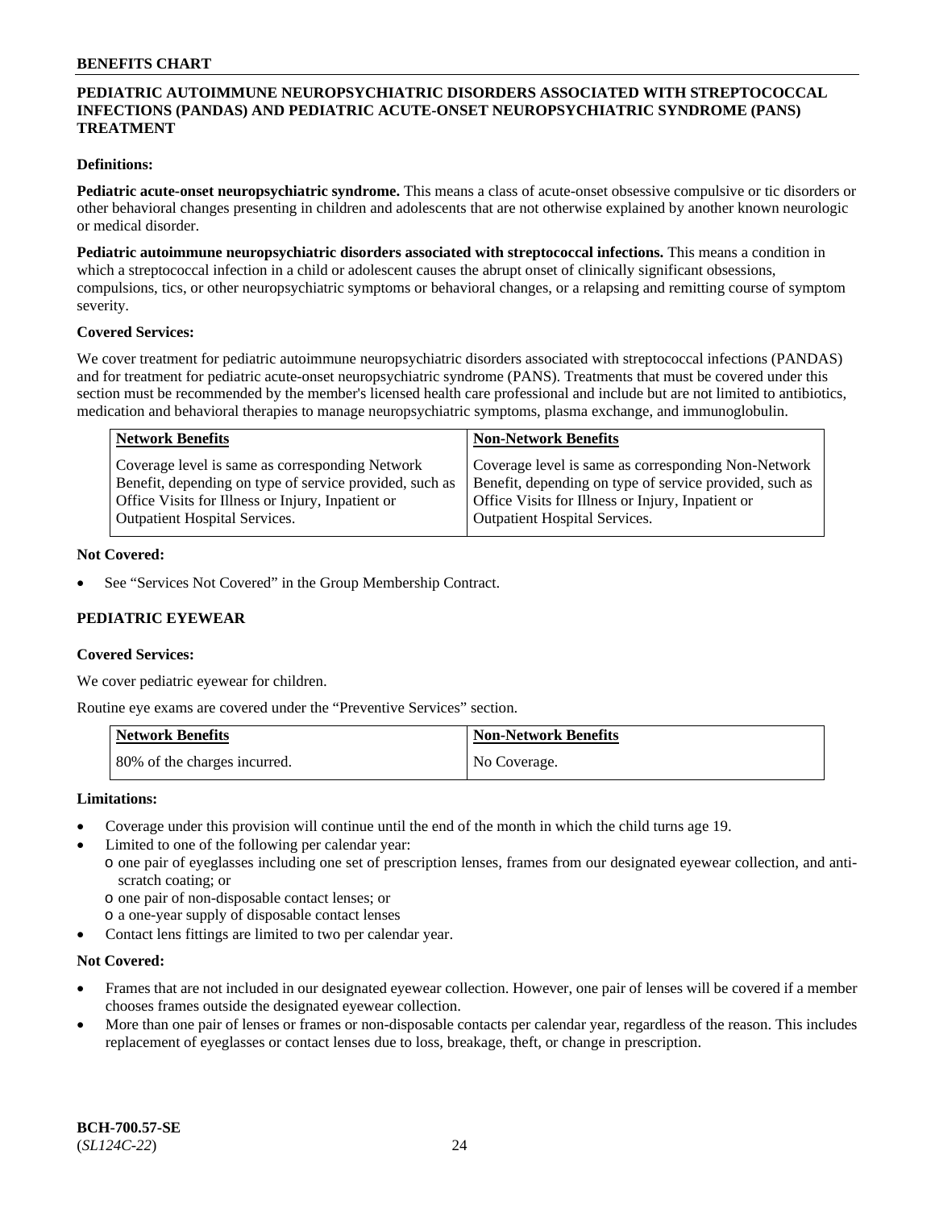## PEDIATRIC AUTOIMMUNE NEUROPSYCHIATRIC DISORDERS ASSOCIATED WITH STREPTOCOCCAL INFECTIONS (PANDAS) AND PEDIATRIC ACUTE-ONSET NEUROPSYCHIATRIC SYNDROME (PANS) TREATMENT

**Definitions:**

**Pediatric acute-onset neuropsychiatric syndrome.** This means a class of acute-onset obsessive compulsive or tic disorders or other behavioral changes presenting in children and adolescents that are not otherwise explained by another known neurologic or medical disorder.

**Pediatric autoimmune neuropsychiatric disorders associated with streptococcal infections.** This means a condition in which a streptococcal infection in a child or adolescent causes the abrupt onset of clinically significant obsessions, compulsions, tics, or other neuropsychiatric symptoms or behavioral changes, or a relapsing and remitting course of symptom severity.

**Covered Services:**

We cover treatment for pediatric autoimmune neuropsychiatric disorders associated with streptococcal infections (PANDAS) and for treatment for pediatric acute-onset neuropsychiatric syndrome (PANS). Treatments that must be covered under this section must be recommended by the member's licensed health care professional and include but are not limited to antibiotics, medication and behavioral therapies to manage neuropsychiatric symptoms, plasma exchange, and immunoglobulin.

| Network Benefits | Non-Network Benefits |
|---|---|
| Coverage level is same as corresponding Network Benefit, depending on type of service provided, such as Office Visits for Illness or Injury, Inpatient or Outpatient Hospital Services. | Coverage level is same as corresponding Non-Network Benefit, depending on type of service provided, such as Office Visits for Illness or Injury, Inpatient or Outpatient Hospital Services. |

**Not Covered:**

- See "Services Not Covered" in the Group Membership Contract.

## PEDIATRIC EYEWEAR

**Covered Services:**

We cover pediatric eyewear for children.

Routine eye exams are covered under the "Preventive Services" section.

| Network Benefits | Non-Network Benefits |
|---|---|
| 80% of the charges incurred. | No Coverage. |

**Limitations:**

- Coverage under this provision will continue until the end of the month in which the child turns age 19.
- Limited to one of the following per calendar year:
  - one pair of eyeglasses including one set of prescription lenses, frames from our designated eyewear collection, and anti-scratch coating; or
  - one pair of non-disposable contact lenses; or
  - a one-year supply of disposable contact lenses
- Contact lens fittings are limited to two per calendar year.

**Not Covered:**

- Frames that are not included in our designated eyewear collection. However, one pair of lenses will be covered if a member chooses frames outside the designated eyewear collection.
- More than one pair of lenses or frames or non-disposable contacts per calendar year, regardless of the reason. This includes replacement of eyeglasses or contact lenses due to loss, breakage, theft, or change in prescription.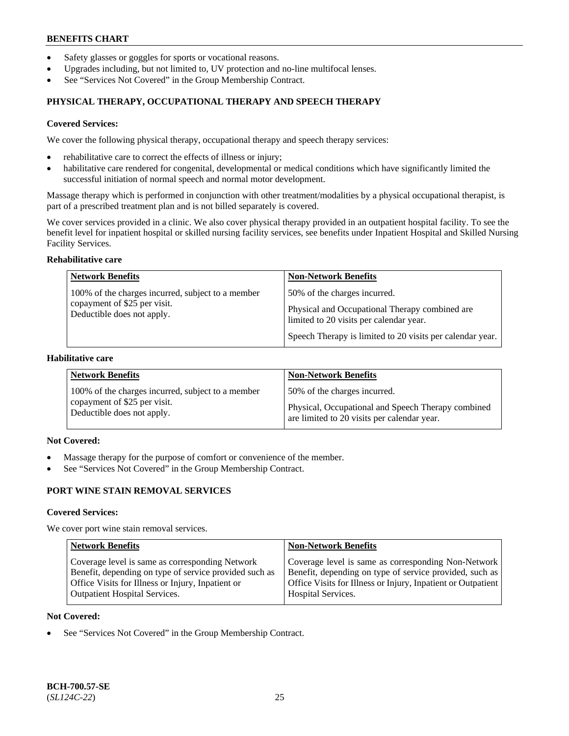- Safety glasses or goggles for sports or vocational reasons.
- Upgrades including, but not limited to, UV protection and no-line multifocal lenses.
- See "Services Not Covered" in the Group Membership Contract.

### PHYSICAL THERAPY, OCCUPATIONAL THERAPY AND SPEECH THERAPY

**Covered Services:**

We cover the following physical therapy, occupational therapy and speech therapy services:

- rehabilitative care to correct the effects of illness or injury;
- habilitative care rendered for congenital, developmental or medical conditions which have significantly limited the successful initiation of normal speech and normal motor development.

Massage therapy which is performed in conjunction with other treatment/modalities by a physical occupational therapist, is part of a prescribed treatment plan and is not billed separately is covered.

We cover services provided in a clinic. We also cover physical therapy provided in an outpatient hospital facility. To see the benefit level for inpatient hospital or skilled nursing facility services, see benefits under Inpatient Hospital and Skilled Nursing Facility Services.

**Rehabilitative care**

| Network Benefits | Non-Network Benefits |
|---|---|
| 100% of the charges incurred, subject to a member copayment of $25 per visit. Deductible does not apply. | 50% of the charges incurred. Physical and Occupational Therapy combined are limited to 20 visits per calendar year. Speech Therapy is limited to 20 visits per calendar year. |

**Habilitative care**

| Network Benefits | Non-Network Benefits |
|---|---|
| 100% of the charges incurred, subject to a member copayment of $25 per visit. Deductible does not apply. | 50% of the charges incurred. Physical, Occupational and Speech Therapy combined are limited to 20 visits per calendar year. |

**Not Covered:**

- Massage therapy for the purpose of comfort or convenience of the member.
- See "Services Not Covered" in the Group Membership Contract.

### PORT WINE STAIN REMOVAL SERVICES

**Covered Services:**

We cover port wine stain removal services.

| Network Benefits | Non-Network Benefits |
|---|---|
| Coverage level is same as corresponding Network Benefit, depending on type of service provided such as Office Visits for Illness or Injury, Inpatient or Outpatient Hospital Services. | Coverage level is same as corresponding Non-Network Benefit, depending on type of service provided, such as Office Visits for Illness or Injury, Inpatient or Outpatient Hospital Services. |

**Not Covered:**

- See "Services Not Covered" in the Group Membership Contract.

BCH-700.57-SE
(*SL124C-22*)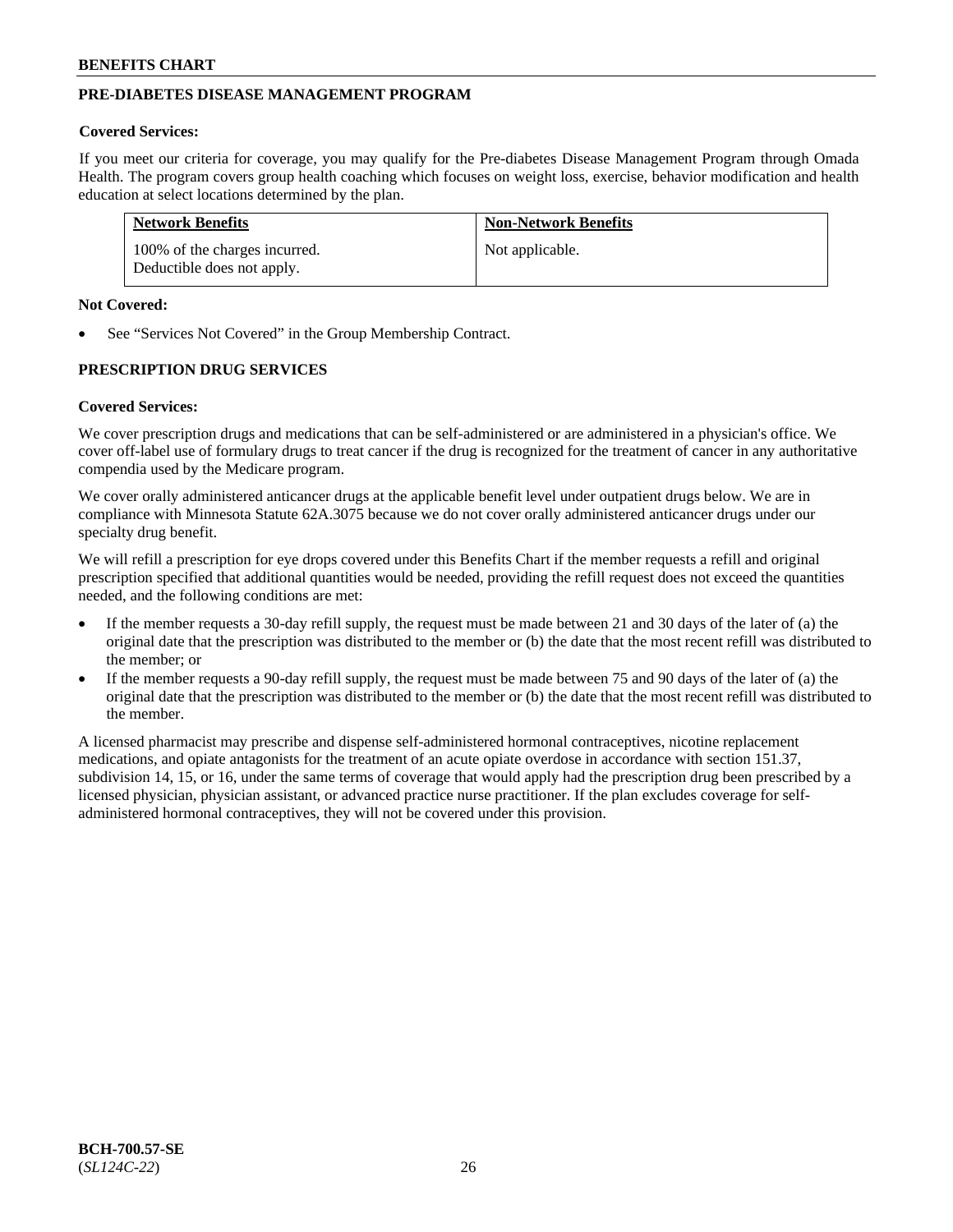## PRE-DIABETES DISEASE MANAGEMENT PROGRAM

**Covered Services:**

If you meet our criteria for coverage, you may qualify for the Pre-diabetes Disease Management Program through Omada Health. The program covers group health coaching which focuses on weight loss, exercise, behavior modification and health education at select locations determined by the plan.

| Network Benefits | Non-Network Benefits |
|---|---|
| 100% of the charges incurred. Deductible does not apply. | Not applicable. |

**Not Covered:**

- See "Services Not Covered" in the Group Membership Contract.

## PRESCRIPTION DRUG SERVICES

**Covered Services:**

We cover prescription drugs and medications that can be self-administered or are administered in a physician's office. We cover off-label use of formulary drugs to treat cancer if the drug is recognized for the treatment of cancer in any authoritative compendia used by the Medicare program.

We cover orally administered anticancer drugs at the applicable benefit level under outpatient drugs below. We are in compliance with Minnesota Statute 62A.3075 because we do not cover orally administered anticancer drugs under our specialty drug benefit.

We will refill a prescription for eye drops covered under this Benefits Chart if the member requests a refill and original prescription specified that additional quantities would be needed, providing the refill request does not exceed the quantities needed, and the following conditions are met:

- If the member requests a 30-day refill supply, the request must be made between 21 and 30 days of the later of (a) the original date that the prescription was distributed to the member or (b) the date that the most recent refill was distributed to the member; or
- If the member requests a 90-day refill supply, the request must be made between 75 and 90 days of the later of (a) the original date that the prescription was distributed to the member or (b) the date that the most recent refill was distributed to the member.

A licensed pharmacist may prescribe and dispense self-administered hormonal contraceptives, nicotine replacement medications, and opiate antagonists for the treatment of an acute opiate overdose in accordance with section 151.37, subdivision 14, 15, or 16, under the same terms of coverage that would apply had the prescription drug been prescribed by a licensed physician, physician assistant, or advanced practice nurse practitioner. If the plan excludes coverage for self-administered hormonal contraceptives, they will not be covered under this provision.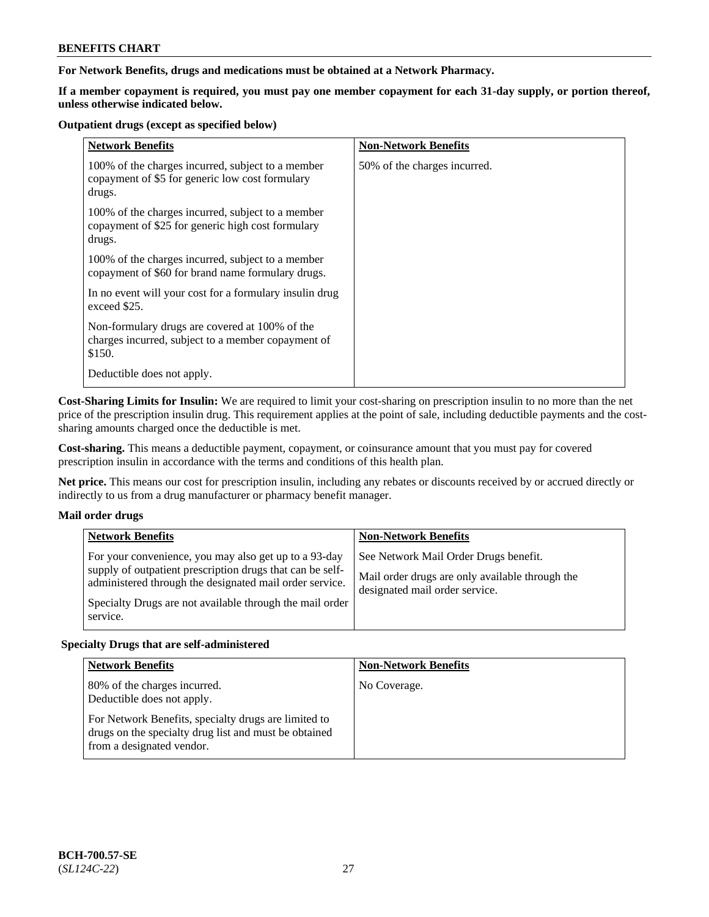**For Network Benefits, drugs and medications must be obtained at a Network Pharmacy.**

**If a member copayment is required, you must pay one member copayment for each 31-day supply, or portion thereof, unless otherwise indicated below.**

**Outpatient drugs (except as specified below)**

| Network Benefits | Non-Network Benefits |
|---|---|
| 100% of the charges incurred, subject to a member copayment of $5 for generic low cost formulary drugs.<br><br>100% of the charges incurred, subject to a member copayment of $25 for generic high cost formulary drugs.<br><br>100% of the charges incurred, subject to a member copayment of $60 for brand name formulary drugs.<br><br>In no event will your cost for a formulary insulin drug exceed $25.<br><br>Non-formulary drugs are covered at 100% of the charges incurred, subject to a member copayment of $150.<br><br>Deductible does not apply. | 50% of the charges incurred. |

**Cost-Sharing Limits for Insulin:** We are required to limit your cost-sharing on prescription insulin to no more than the net price of the prescription insulin drug. This requirement applies at the point of sale, including deductible payments and the cost-sharing amounts charged once the deductible is met.

**Cost-sharing.** This means a deductible payment, copayment, or coinsurance amount that you must pay for covered prescription insulin in accordance with the terms and conditions of this health plan.

**Net price.** This means our cost for prescription insulin, including any rebates or discounts received by or accrued directly or indirectly to us from a drug manufacturer or pharmacy benefit manager.

**Mail order drugs**

| Network Benefits | Non-Network Benefits |
|---|---|
| For your convenience, you may also get up to a 93-day supply of outpatient prescription drugs that can be self-administered through the designated mail order service.<br><br>Specialty Drugs are not available through the mail order service. | See Network Mail Order Drugs benefit.<br><br>Mail order drugs are only available through the designated mail order service. |

**Specialty Drugs that are self-administered**

| Network Benefits | Non-Network Benefits |
|---|---|
| 80% of the charges incurred.<br>Deductible does not apply.<br><br>For Network Benefits, specialty drugs are limited to drugs on the specialty drug list and must be obtained from a designated vendor. | No Coverage. |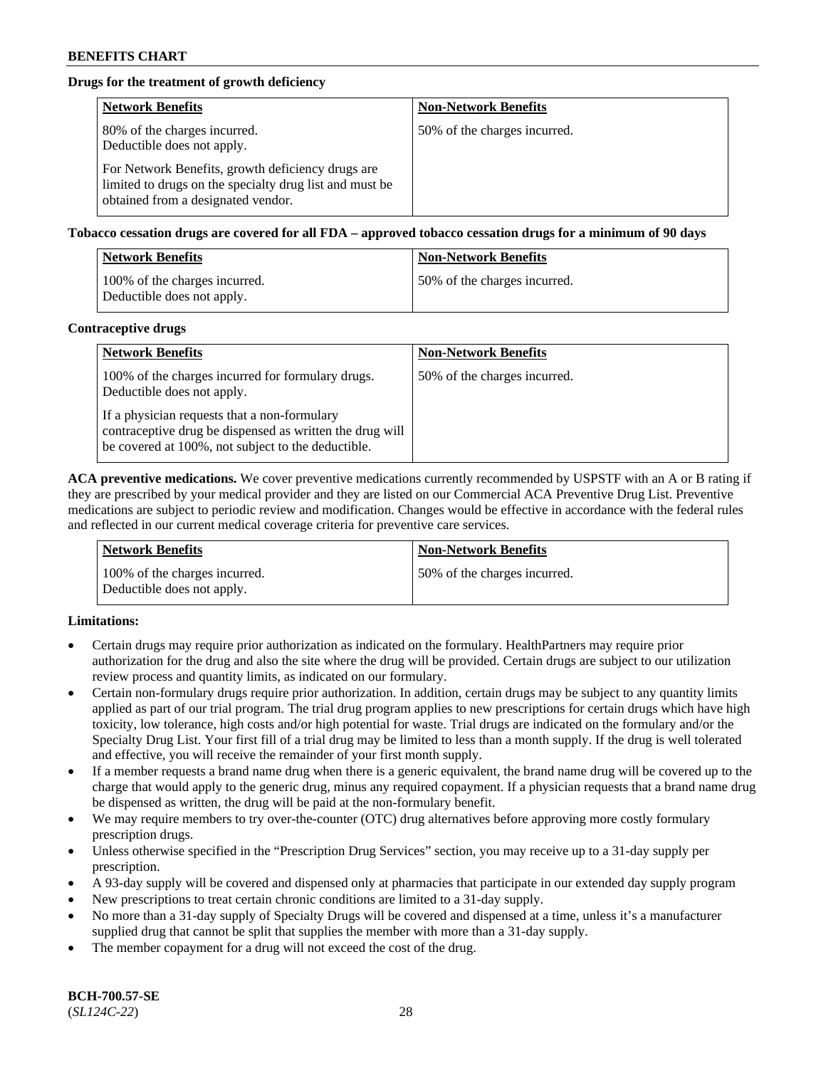**Drugs for the treatment of growth deficiency**

| Network Benefits | Non-Network Benefits |
| --- | --- |
| 80% of the charges incurred. Deductible does not apply. For Network Benefits, growth deficiency drugs are limited to drugs on the specialty drug list and must be obtained from a designated vendor. | 50% of the charges incurred. |

**Tobacco cessation drugs are covered for all FDA – approved tobacco cessation drugs for a minimum of 90 days**

| Network Benefits | Non-Network Benefits |
| --- | --- |
| 100% of the charges incurred. Deductible does not apply. | 50% of the charges incurred. |

**Contraceptive drugs**

| Network Benefits | Non-Network Benefits |
| --- | --- |
| 100% of the charges incurred for formulary drugs. Deductible does not apply. If a physician requests that a non-formulary contraceptive drug be dispensed as written the drug will be covered at 100%, not subject to the deductible. | 50% of the charges incurred. |

**ACA preventive medications.** We cover preventive medications currently recommended by USPSTF with an A or B rating if they are prescribed by your medical provider and they are listed on our Commercial ACA Preventive Drug List. Preventive medications are subject to periodic review and modification. Changes would be effective in accordance with the federal rules and reflected in our current medical coverage criteria for preventive care services.

| Network Benefits | Non-Network Benefits |
| --- | --- |
| 100% of the charges incurred. Deductible does not apply. | 50% of the charges incurred. |

**Limitations:**

- Certain drugs may require prior authorization as indicated on the formulary. HealthPartners may require prior authorization for the drug and also the site where the drug will be provided. Certain drugs are subject to our utilization review process and quantity limits, as indicated on our formulary.
- Certain non-formulary drugs require prior authorization. In addition, certain drugs may be subject to any quantity limits applied as part of our trial program. The trial drug program applies to new prescriptions for certain drugs which have high toxicity, low tolerance, high costs and/or high potential for waste. Trial drugs are indicated on the formulary and/or the Specialty Drug List. Your first fill of a trial drug may be limited to less than a month supply. If the drug is well tolerated and effective, you will receive the remainder of your first month supply.
- If a member requests a brand name drug when there is a generic equivalent, the brand name drug will be covered up to the charge that would apply to the generic drug, minus any required copayment. If a physician requests that a brand name drug be dispensed as written, the drug will be paid at the non-formulary benefit.
- We may require members to try over-the-counter (OTC) drug alternatives before approving more costly formulary prescription drugs.
- Unless otherwise specified in the "Prescription Drug Services" section, you may receive up to a 31-day supply per prescription.
- A 93-day supply will be covered and dispensed only at pharmacies that participate in our extended day supply program
- New prescriptions to treat certain chronic conditions are limited to a 31-day supply.
- No more than a 31-day supply of Specialty Drugs will be covered and dispensed at a time, unless it's a manufacturer supplied drug that cannot be split that supplies the member with more than a 31-day supply.
- The member copayment for a drug will not exceed the cost of the drug.

**BCH-700.57-SE**
(*SL124C-22*)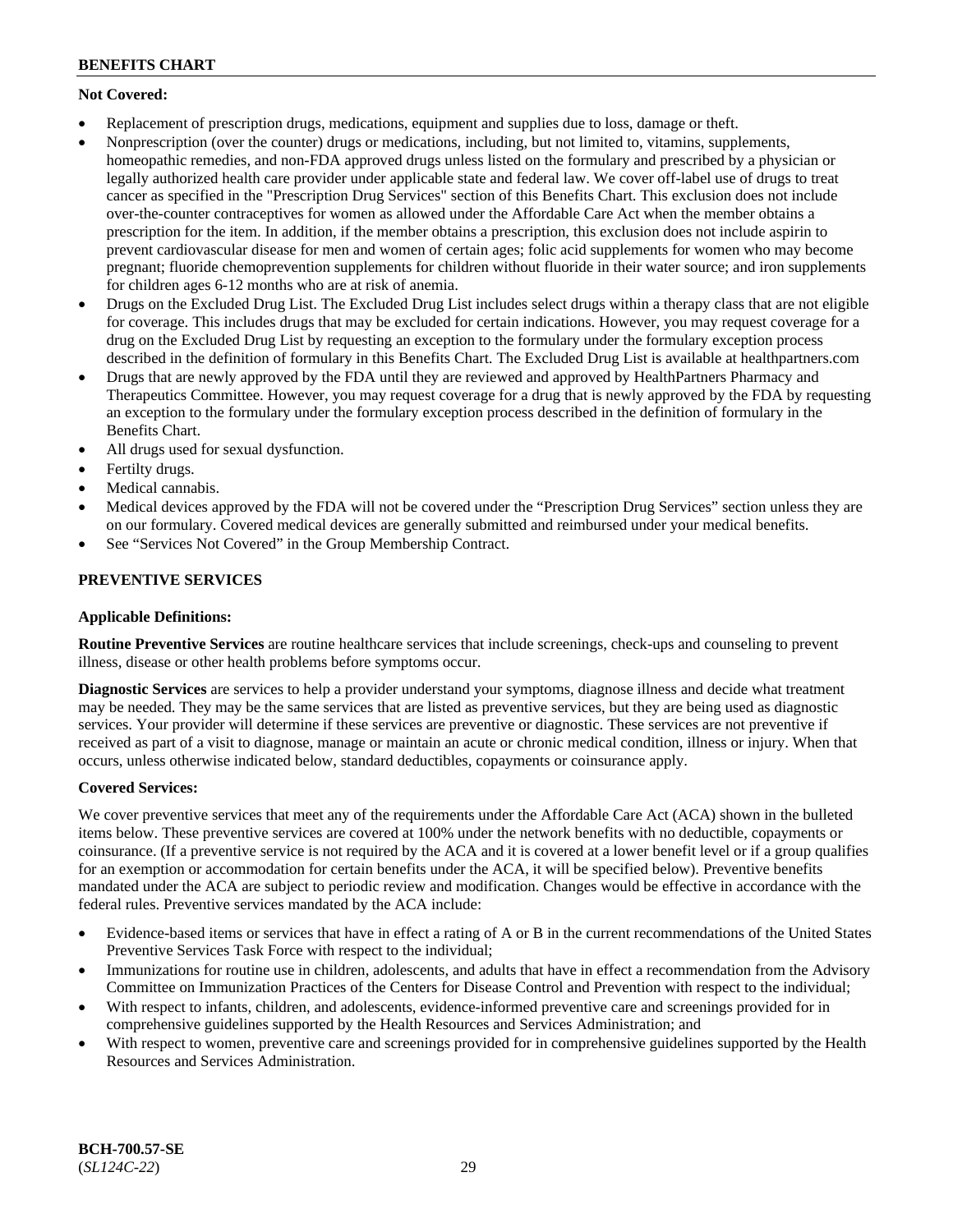**Not Covered:**

- Replacement of prescription drugs, medications, equipment and supplies due to loss, damage or theft.
- Nonprescription (over the counter) drugs or medications, including, but not limited to, vitamins, supplements, homeopathic remedies, and non-FDA approved drugs unless listed on the formulary and prescribed by a physician or legally authorized health care provider under applicable state and federal law. We cover off-label use of drugs to treat cancer as specified in the "Prescription Drug Services" section of this Benefits Chart. This exclusion does not include over-the-counter contraceptives for women as allowed under the Affordable Care Act when the member obtains a prescription for the item. In addition, if the member obtains a prescription, this exclusion does not include aspirin to prevent cardiovascular disease for men and women of certain ages; folic acid supplements for women who may become pregnant; fluoride chemoprevention supplements for children without fluoride in their water source; and iron supplements for children ages 6-12 months who are at risk of anemia.
- Drugs on the Excluded Drug List. The Excluded Drug List includes select drugs within a therapy class that are not eligible for coverage. This includes drugs that may be excluded for certain indications. However, you may request coverage for a drug on the Excluded Drug List by requesting an exception to the formulary under the formulary exception process described in the definition of formulary in this Benefits Chart. The Excluded Drug List is available at healthpartners.com
- Drugs that are newly approved by the FDA until they are reviewed and approved by HealthPartners Pharmacy and Therapeutics Committee. However, you may request coverage for a drug that is newly approved by the FDA by requesting an exception to the formulary under the formulary exception process described in the definition of formulary in the Benefits Chart.
- All drugs used for sexual dysfunction.
- Fertilty drugs.
- Medical cannabis.
- Medical devices approved by the FDA will not be covered under the "Prescription Drug Services" section unless they are on our formulary. Covered medical devices are generally submitted and reimbursed under your medical benefits.
- See "Services Not Covered" in the Group Membership Contract.

## PREVENTIVE SERVICES

**Applicable Definitions:**

**Routine Preventive Services** are routine healthcare services that include screenings, check-ups and counseling to prevent illness, disease or other health problems before symptoms occur.

**Diagnostic Services** are services to help a provider understand your symptoms, diagnose illness and decide what treatment may be needed. They may be the same services that are listed as preventive services, but they are being used as diagnostic services. Your provider will determine if these services are preventive or diagnostic. These services are not preventive if received as part of a visit to diagnose, manage or maintain an acute or chronic medical condition, illness or injury. When that occurs, unless otherwise indicated below, standard deductibles, copayments or coinsurance apply.

**Covered Services:**

We cover preventive services that meet any of the requirements under the Affordable Care Act (ACA) shown in the bulleted items below. These preventive services are covered at 100% under the network benefits with no deductible, copayments or coinsurance. (If a preventive service is not required by the ACA and it is covered at a lower benefit level or if a group qualifies for an exemption or accommodation for certain benefits under the ACA, it will be specified below). Preventive benefits mandated under the ACA are subject to periodic review and modification. Changes would be effective in accordance with the federal rules. Preventive services mandated by the ACA include:

- Evidence-based items or services that have in effect a rating of A or B in the current recommendations of the United States Preventive Services Task Force with respect to the individual;
- Immunizations for routine use in children, adolescents, and adults that have in effect a recommendation from the Advisory Committee on Immunization Practices of the Centers for Disease Control and Prevention with respect to the individual;
- With respect to infants, children, and adolescents, evidence-informed preventive care and screenings provided for in comprehensive guidelines supported by the Health Resources and Services Administration; and
- With respect to women, preventive care and screenings provided for in comprehensive guidelines supported by the Health Resources and Services Administration.

**BCH-700.57-SE**
(*SL124C-22*)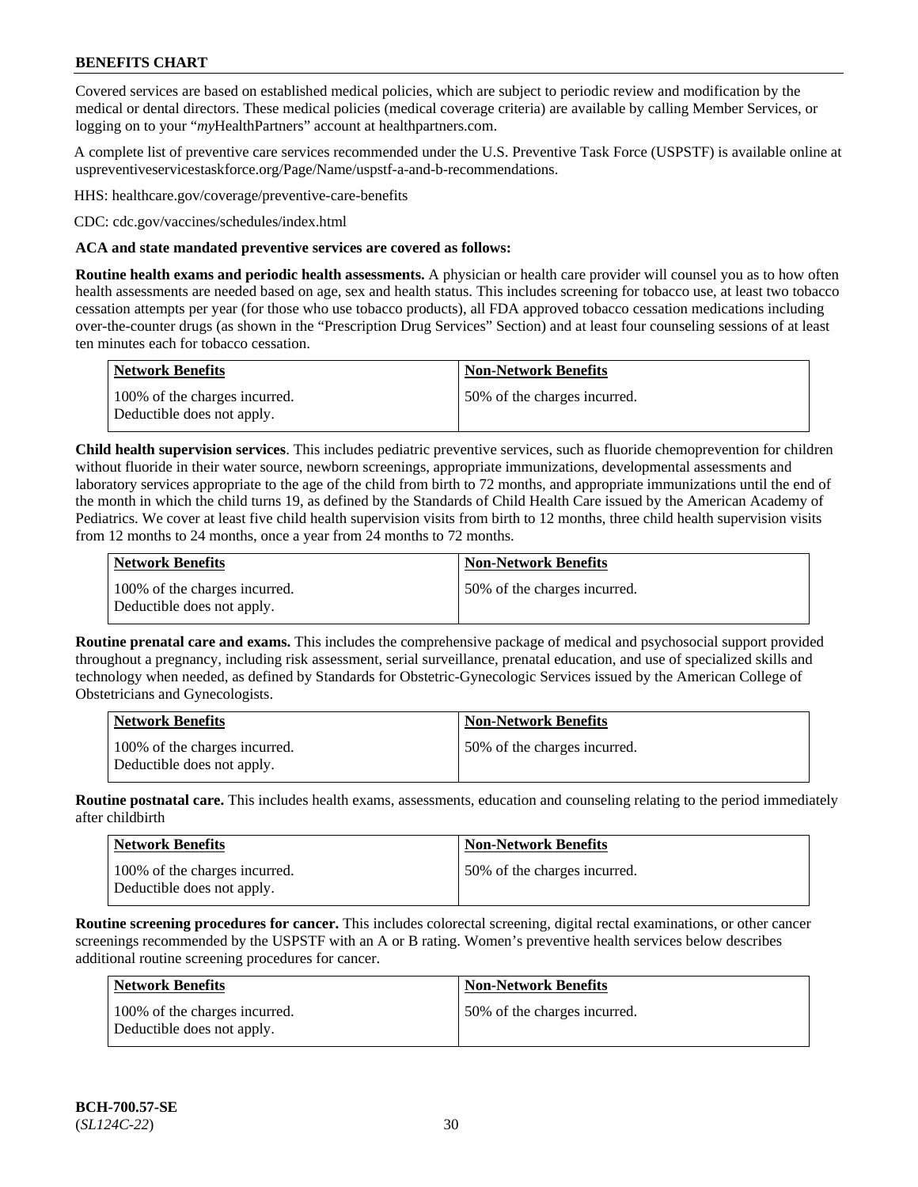Covered services are based on established medical policies, which are subject to periodic review and modification by the medical or dental directors. These medical policies (medical coverage criteria) are available by calling Member Services, or logging on to your "*my*HealthPartners" account at healthpartners.com.

A complete list of preventive care services recommended under the U.S. Preventive Task Force (USPSTF) is available online at uspreventiveservicestaskforce.org/Page/Name/uspstf-a-and-b-recommendations.

HHS: healthcare.gov/coverage/preventive-care-benefits

CDC: cdc.gov/vaccines/schedules/index.html

**ACA and state mandated preventive services are covered as follows:**

**Routine health exams and periodic health assessments.** A physician or health care provider will counsel you as to how often health assessments are needed based on age, sex and health status. This includes screening for tobacco use, at least two tobacco cessation attempts per year (for those who use tobacco products), all FDA approved tobacco cessation medications including over-the-counter drugs (as shown in the "Prescription Drug Services" Section) and at least four counseling sessions of at least ten minutes each for tobacco cessation.

| Network Benefits | Non-Network Benefits |
| --- | --- |
| 100% of the charges incurred. Deductible does not apply. | 50% of the charges incurred. |

**Child health supervision services**. This includes pediatric preventive services, such as fluoride chemoprevention for children without fluoride in their water source, newborn screenings, appropriate immunizations, developmental assessments and laboratory services appropriate to the age of the child from birth to 72 months, and appropriate immunizations until the end of the month in which the child turns 19, as defined by the Standards of Child Health Care issued by the American Academy of Pediatrics. We cover at least five child health supervision visits from birth to 12 months, three child health supervision visits from 12 months to 24 months, once a year from 24 months to 72 months.

| Network Benefits | Non-Network Benefits |
| --- | --- |
| 100% of the charges incurred. Deductible does not apply. | 50% of the charges incurred. |

**Routine prenatal care and exams.** This includes the comprehensive package of medical and psychosocial support provided throughout a pregnancy, including risk assessment, serial surveillance, prenatal education, and use of specialized skills and technology when needed, as defined by Standards for Obstetric-Gynecologic Services issued by the American College of Obstetricians and Gynecologists.

| Network Benefits | Non-Network Benefits |
| --- | --- |
| 100% of the charges incurred. Deductible does not apply. | 50% of the charges incurred. |

**Routine postnatal care.** This includes health exams, assessments, education and counseling relating to the period immediately after childbirth

| Network Benefits | Non-Network Benefits |
| --- | --- |
| 100% of the charges incurred. Deductible does not apply. | 50% of the charges incurred. |

**Routine screening procedures for cancer.** This includes colorectal screening, digital rectal examinations, or other cancer screenings recommended by the USPSTF with an A or B rating. Women's preventive health services below describes additional routine screening procedures for cancer.

| Network Benefits | Non-Network Benefits |
| --- | --- |
| 100% of the charges incurred. Deductible does not apply. | 50% of the charges incurred. |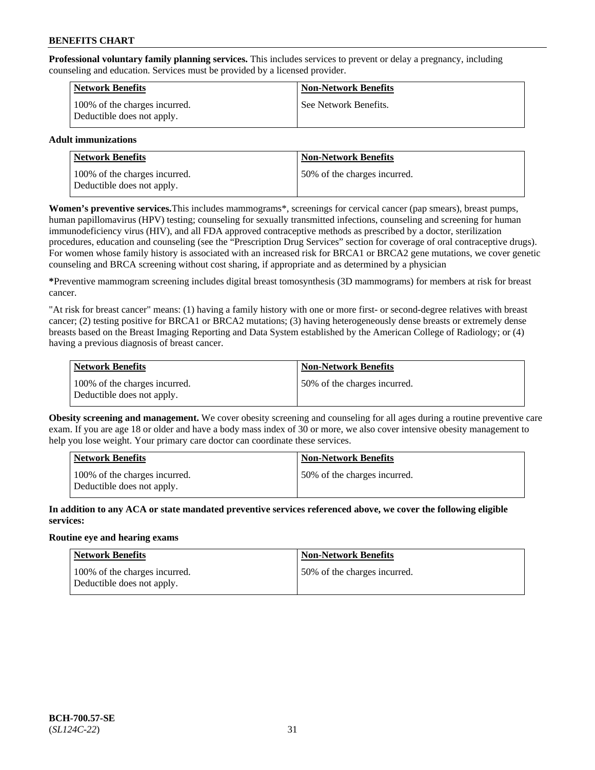**Professional voluntary family planning services.** This includes services to prevent or delay a pregnancy, including counseling and education. Services must be provided by a licensed provider.

| Network Benefits | Non-Network Benefits |
| --- | --- |
| 100% of the charges incurred. Deductible does not apply. | See Network Benefits. |

**Adult immunizations**

| Network Benefits | Non-Network Benefits |
| --- | --- |
| 100% of the charges incurred. Deductible does not apply. | 50% of the charges incurred. |

**Women's preventive services.**This includes mammograms*, screenings for cervical cancer (pap smears), breast pumps, human papillomavirus (HPV) testing; counseling for sexually transmitted infections, counseling and screening for human immunodeficiency virus (HIV), and all FDA approved contraceptive methods as prescribed by a doctor, sterilization procedures, education and counseling (see the "Prescription Drug Services" section for coverage of oral contraceptive drugs). For women whose family history is associated with an increased risk for BRCA1 or BRCA2 gene mutations, we cover genetic counseling and BRCA screening without cost sharing, if appropriate and as determined by a physician

**\***Preventive mammogram screening includes digital breast tomosynthesis (3D mammograms) for members at risk for breast cancer.

"At risk for breast cancer" means: (1) having a family history with one or more first- or second-degree relatives with breast cancer; (2) testing positive for BRCA1 or BRCA2 mutations; (3) having heterogeneously dense breasts or extremely dense breasts based on the Breast Imaging Reporting and Data System established by the American College of Radiology; or (4) having a previous diagnosis of breast cancer.

| Network Benefits | Non-Network Benefits |
| --- | --- |
| 100% of the charges incurred. Deductible does not apply. | 50% of the charges incurred. |

**Obesity screening and management.** We cover obesity screening and counseling for all ages during a routine preventive care exam. If you are age 18 or older and have a body mass index of 30 or more, we also cover intensive obesity management to help you lose weight. Your primary care doctor can coordinate these services.

| Network Benefits | Non-Network Benefits |
| --- | --- |
| 100% of the charges incurred. Deductible does not apply. | 50% of the charges incurred. |

**In addition to any ACA or state mandated preventive services referenced above, we cover the following eligible services:**

**Routine eye and hearing exams**

| Network Benefits | Non-Network Benefits |
| --- | --- |
| 100% of the charges incurred. Deductible does not apply. | 50% of the charges incurred. |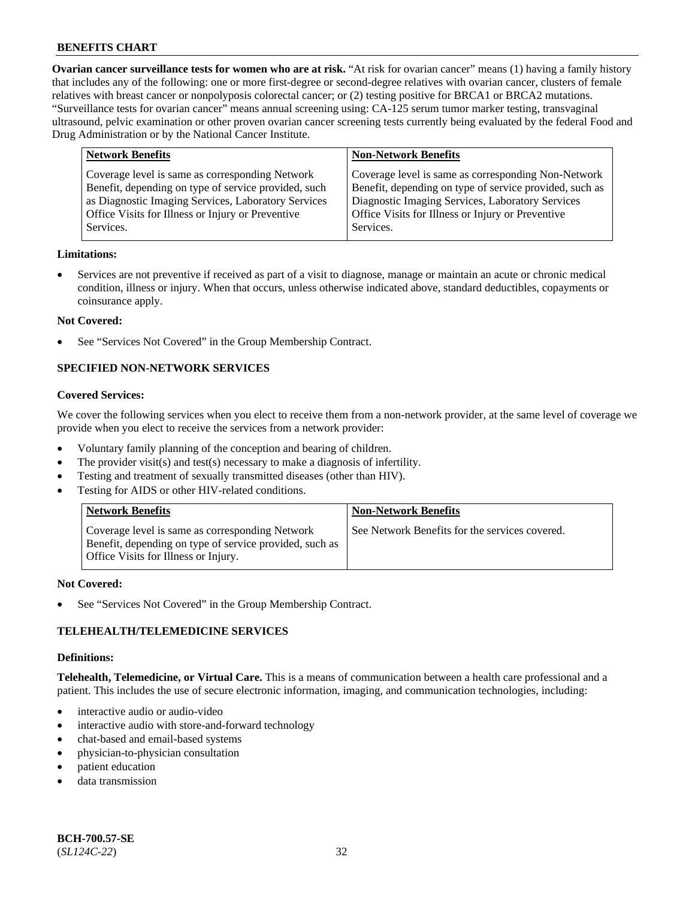**Ovarian cancer surveillance tests for women who are at risk.** "At risk for ovarian cancer" means (1) having a family history that includes any of the following: one or more first-degree or second-degree relatives with ovarian cancer, clusters of female relatives with breast cancer or nonpolyposis colorectal cancer; or (2) testing positive for BRCA1 or BRCA2 mutations. "Surveillance tests for ovarian cancer" means annual screening using: CA-125 serum tumor marker testing, transvaginal ultrasound, pelvic examination or other proven ovarian cancer screening tests currently being evaluated by the federal Food and Drug Administration or by the National Cancer Institute.

| Network Benefits | Non-Network Benefits |
|---|---|
| Coverage level is same as corresponding Network Benefit, depending on type of service provided, such as Diagnostic Imaging Services, Laboratory Services Office Visits for Illness or Injury or Preventive Services. | Coverage level is same as corresponding Non-Network Benefit, depending on type of service provided, such as Diagnostic Imaging Services, Laboratory Services Office Visits for Illness or Injury or Preventive Services. |

**Limitations:**

- Services are not preventive if received as part of a visit to diagnose, manage or maintain an acute or chronic medical condition, illness or injury. When that occurs, unless otherwise indicated above, standard deductibles, copayments or coinsurance apply.

**Not Covered:**

- See "Services Not Covered" in the Group Membership Contract.

### SPECIFIED NON-NETWORK SERVICES

**Covered Services:**

We cover the following services when you elect to receive them from a non-network provider, at the same level of coverage we provide when you elect to receive the services from a network provider:

- Voluntary family planning of the conception and bearing of children.
- The provider visit(s) and test(s) necessary to make a diagnosis of infertility.
- Testing and treatment of sexually transmitted diseases (other than HIV).
- Testing for AIDS or other HIV-related conditions.

| Network Benefits | Non-Network Benefits |
|---|---|
| Coverage level is same as corresponding Network Benefit, depending on type of service provided, such as Office Visits for Illness or Injury. | See Network Benefits for the services covered. |

**Not Covered:**

- See "Services Not Covered" in the Group Membership Contract.

### TELEHEALTH/TELEMEDICINE SERVICES

**Definitions:**

**Telehealth, Telemedicine, or Virtual Care.** This is a means of communication between a health care professional and a patient. This includes the use of secure electronic information, imaging, and communication technologies, including:

- interactive audio or audio-video
- interactive audio with store-and-forward technology
- chat-based and email-based systems
- physician-to-physician consultation
- patient education
- data transmission

BCH-700.57-SE
(*SL124C-22*)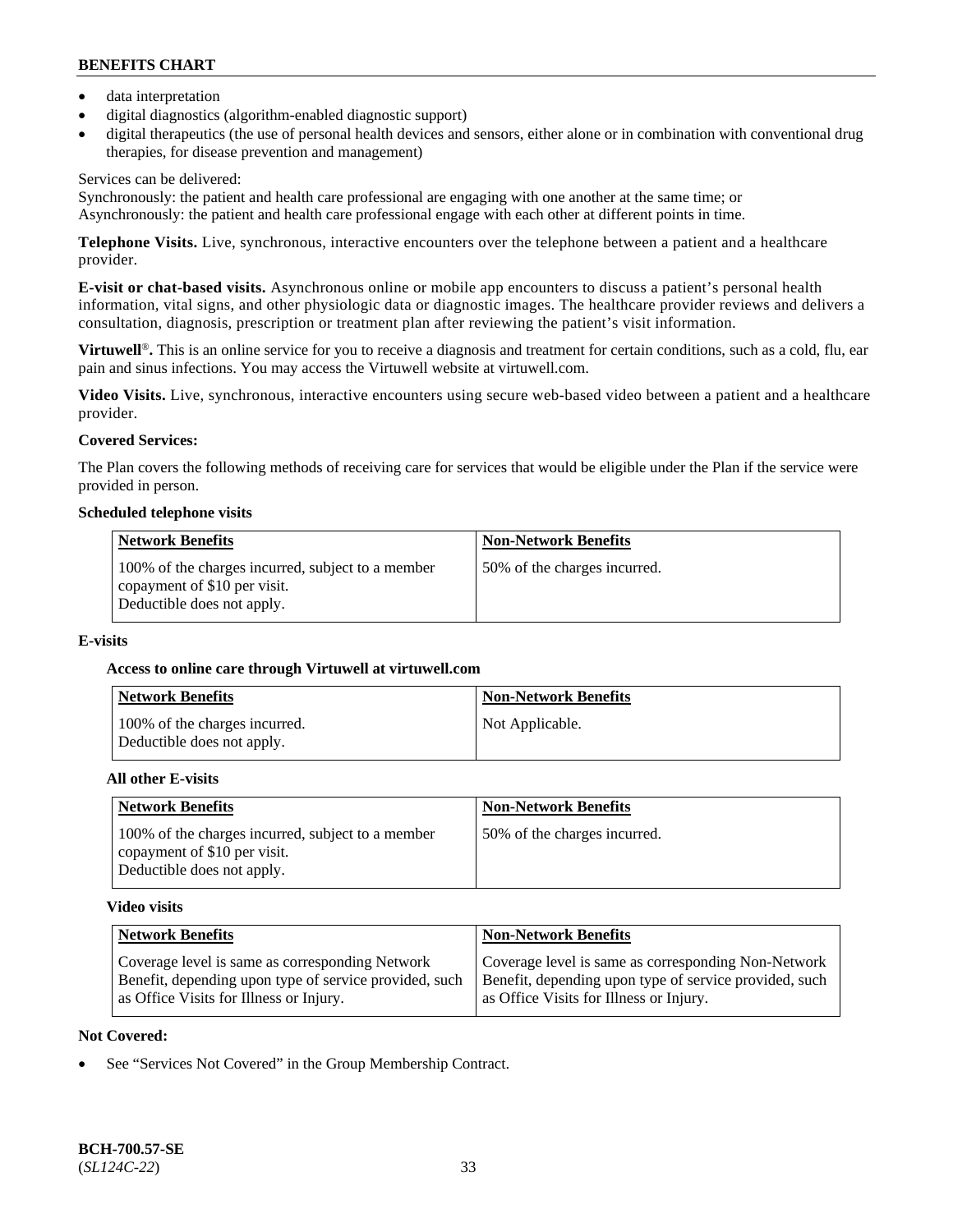- data interpretation
- digital diagnostics (algorithm-enabled diagnostic support)
- digital therapeutics (the use of personal health devices and sensors, either alone or in combination with conventional drug therapies, for disease prevention and management)

Services can be delivered:
Synchronously: the patient and health care professional are engaging with one another at the same time; or
Asynchronously: the patient and health care professional engage with each other at different points in time.

**Telephone Visits.** Live, synchronous, interactive encounters over the telephone between a patient and a healthcare provider.

**E-visit or chat-based visits.** Asynchronous online or mobile app encounters to discuss a patient's personal health information, vital signs, and other physiologic data or diagnostic images. The healthcare provider reviews and delivers a consultation, diagnosis, prescription or treatment plan after reviewing the patient's visit information.

**Virtuwell®.** This is an online service for you to receive a diagnosis and treatment for certain conditions, such as a cold, flu, ear pain and sinus infections. You may access the Virtuwell website at virtuwell.com.

**Video Visits.** Live, synchronous, interactive encounters using secure web-based video between a patient and a healthcare provider.

**Covered Services:**

The Plan covers the following methods of receiving care for services that would be eligible under the Plan if the service were provided in person.

**Scheduled telephone visits**

| Network Benefits | Non-Network Benefits |
| --- | --- |
| 100% of the charges incurred, subject to a member copayment of $10 per visit. Deductible does not apply. | 50% of the charges incurred. |

**E-visits**

**Access to online care through Virtuwell at virtuwell.com**

| Network Benefits | Non-Network Benefits |
| --- | --- |
| 100% of the charges incurred. Deductible does not apply. | Not Applicable. |

**All other E-visits**

| Network Benefits | Non-Network Benefits |
| --- | --- |
| 100% of the charges incurred, subject to a member copayment of $10 per visit. Deductible does not apply. | 50% of the charges incurred. |

**Video visits**

| Network Benefits | Non-Network Benefits |
| --- | --- |
| Coverage level is same as corresponding Network Benefit, depending upon type of service provided, such as Office Visits for Illness or Injury. | Coverage level is same as corresponding Non-Network Benefit, depending upon type of service provided, such as Office Visits for Illness or Injury. |

**Not Covered:**

- See "Services Not Covered" in the Group Membership Contract.

BCH-700.57-SE
(*SL124C-22*)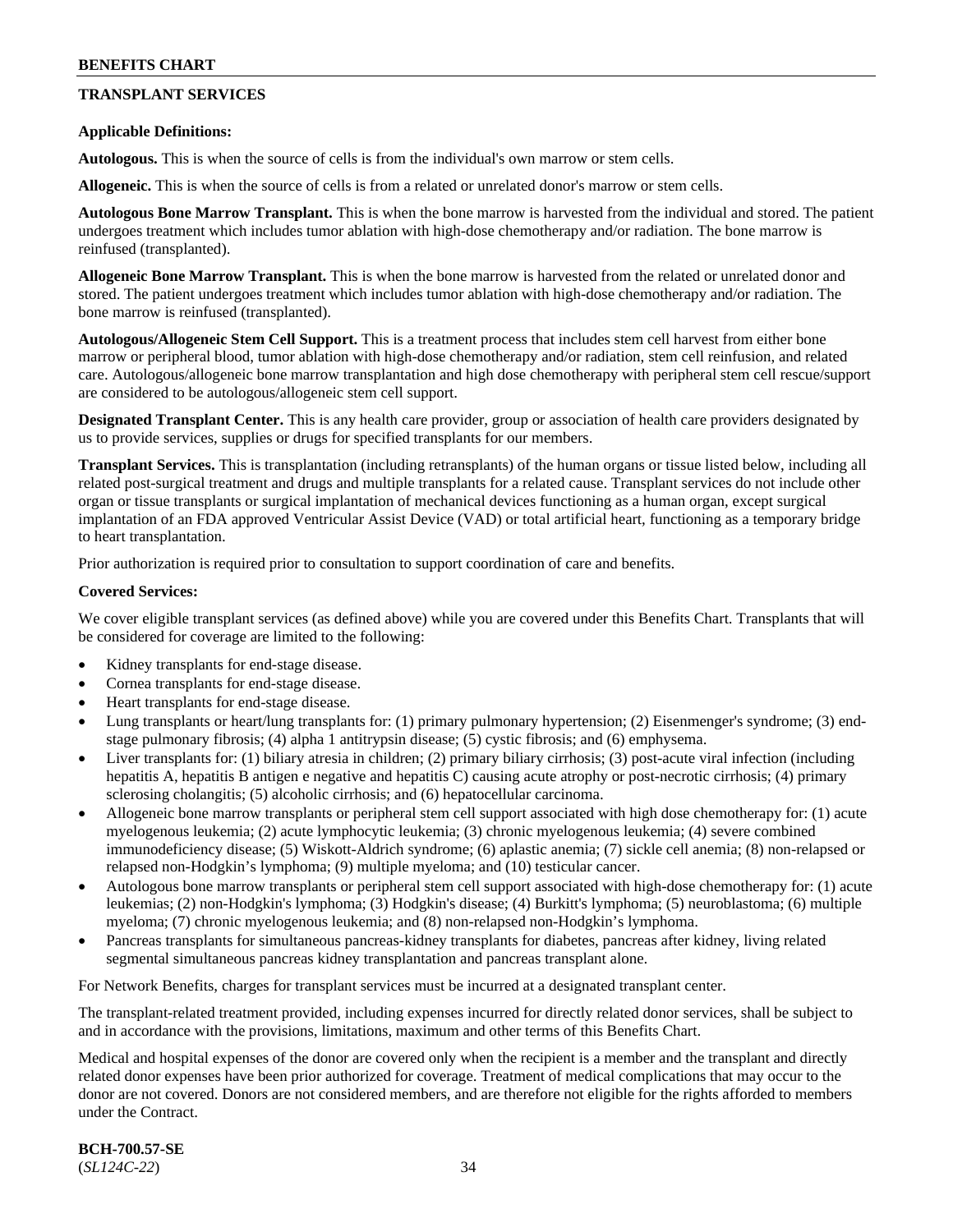## TRANSPLANT SERVICES

**Applicable Definitions:**

**Autologous.** This is when the source of cells is from the individual's own marrow or stem cells.

**Allogeneic.** This is when the source of cells is from a related or unrelated donor's marrow or stem cells.

**Autologous Bone Marrow Transplant.** This is when the bone marrow is harvested from the individual and stored. The patient undergoes treatment which includes tumor ablation with high-dose chemotherapy and/or radiation. The bone marrow is reinfused (transplanted).

**Allogeneic Bone Marrow Transplant.** This is when the bone marrow is harvested from the related or unrelated donor and stored. The patient undergoes treatment which includes tumor ablation with high-dose chemotherapy and/or radiation. The bone marrow is reinfused (transplanted).

**Autologous/Allogeneic Stem Cell Support.** This is a treatment process that includes stem cell harvest from either bone marrow or peripheral blood, tumor ablation with high-dose chemotherapy and/or radiation, stem cell reinfusion, and related care. Autologous/allogeneic bone marrow transplantation and high dose chemotherapy with peripheral stem cell rescue/support are considered to be autologous/allogeneic stem cell support.

**Designated Transplant Center.** This is any health care provider, group or association of health care providers designated by us to provide services, supplies or drugs for specified transplants for our members.

**Transplant Services.** This is transplantation (including retransplants) of the human organs or tissue listed below, including all related post-surgical treatment and drugs and multiple transplants for a related cause. Transplant services do not include other organ or tissue transplants or surgical implantation of mechanical devices functioning as a human organ, except surgical implantation of an FDA approved Ventricular Assist Device (VAD) or total artificial heart, functioning as a temporary bridge to heart transplantation.

Prior authorization is required prior to consultation to support coordination of care and benefits.

**Covered Services:**

We cover eligible transplant services (as defined above) while you are covered under this Benefits Chart. Transplants that will be considered for coverage are limited to the following:

- Kidney transplants for end-stage disease.
- Cornea transplants for end-stage disease.
- Heart transplants for end-stage disease.
- Lung transplants or heart/lung transplants for: (1) primary pulmonary hypertension; (2) Eisenmenger's syndrome; (3) end-stage pulmonary fibrosis; (4) alpha 1 antitrypsin disease; (5) cystic fibrosis; and (6) emphysema.
- Liver transplants for: (1) biliary atresia in children; (2) primary biliary cirrhosis; (3) post-acute viral infection (including hepatitis A, hepatitis B antigen e negative and hepatitis C) causing acute atrophy or post-necrotic cirrhosis; (4) primary sclerosing cholangitis; (5) alcoholic cirrhosis; and (6) hepatocellular carcinoma.
- Allogeneic bone marrow transplants or peripheral stem cell support associated with high dose chemotherapy for: (1) acute myelogenous leukemia; (2) acute lymphocytic leukemia; (3) chronic myelogenous leukemia; (4) severe combined immunodeficiency disease; (5) Wiskott-Aldrich syndrome; (6) aplastic anemia; (7) sickle cell anemia; (8) non-relapsed or relapsed non-Hodgkin's lymphoma; (9) multiple myeloma; and (10) testicular cancer.
- Autologous bone marrow transplants or peripheral stem cell support associated with high-dose chemotherapy for: (1) acute leukemias; (2) non-Hodgkin's lymphoma; (3) Hodgkin's disease; (4) Burkitt's lymphoma; (5) neuroblastoma; (6) multiple myeloma; (7) chronic myelogenous leukemia; and (8) non-relapsed non-Hodgkin's lymphoma.
- Pancreas transplants for simultaneous pancreas-kidney transplants for diabetes, pancreas after kidney, living related segmental simultaneous pancreas kidney transplantation and pancreas transplant alone.

For Network Benefits, charges for transplant services must be incurred at a designated transplant center.

The transplant-related treatment provided, including expenses incurred for directly related donor services, shall be subject to and in accordance with the provisions, limitations, maximum and other terms of this Benefits Chart.

Medical and hospital expenses of the donor are covered only when the recipient is a member and the transplant and directly related donor expenses have been prior authorized for coverage. Treatment of medical complications that may occur to the donor are not covered. Donors are not considered members, and are therefore not eligible for the rights afforded to members under the Contract.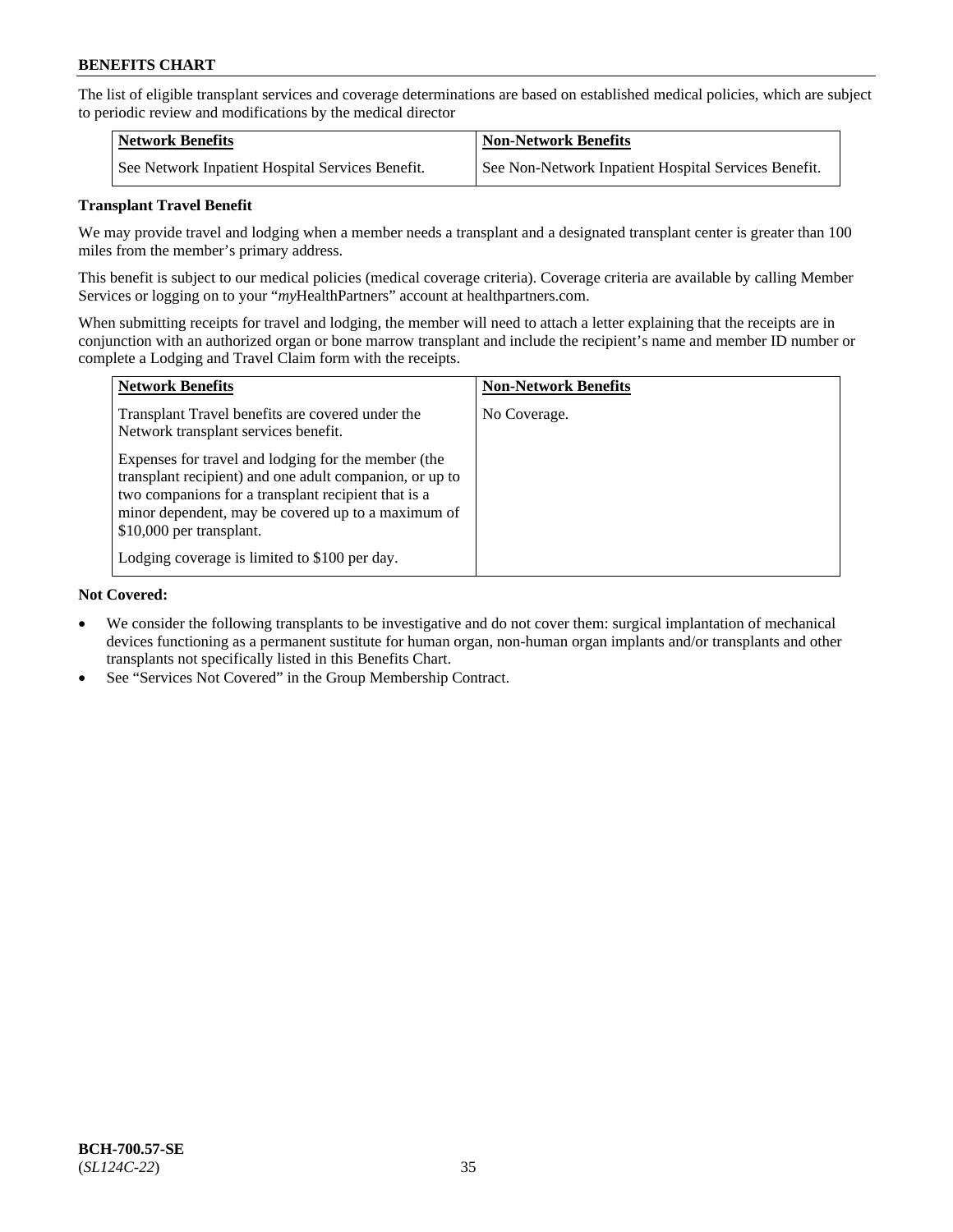The list of eligible transplant services and coverage determinations are based on established medical policies, which are subject to periodic review and modifications by the medical director

| Network Benefits | Non-Network Benefits |
| --- | --- |
| See Network Inpatient Hospital Services Benefit. | See Non-Network Inpatient Hospital Services Benefit. |

**Transplant Travel Benefit**

We may provide travel and lodging when a member needs a transplant and a designated transplant center is greater than 100 miles from the member's primary address.

This benefit is subject to our medical policies (medical coverage criteria). Coverage criteria are available by calling Member Services or logging on to your "*my*HealthPartners" account at healthpartners.com.

When submitting receipts for travel and lodging, the member will need to attach a letter explaining that the receipts are in conjunction with an authorized organ or bone marrow transplant and include the recipient's name and member ID number or complete a Lodging and Travel Claim form with the receipts.

| Network Benefits | Non-Network Benefits |
| --- | --- |
| Transplant Travel benefits are covered under the Network transplant services benefit.<br><br>Expenses for travel and lodging for the member (the transplant recipient) and one adult companion, or up to two companions for a transplant recipient that is a minor dependent, may be covered up to a maximum of $10,000 per transplant.<br><br>Lodging coverage is limited to $100 per day. | No Coverage. |

**Not Covered:**

- We consider the following transplants to be investigative and do not cover them: surgical implantation of mechanical devices functioning as a permanent sustitute for human organ, non-human organ implants and/or transplants and other transplants not specifically listed in this Benefits Chart.
- See "Services Not Covered" in the Group Membership Contract.